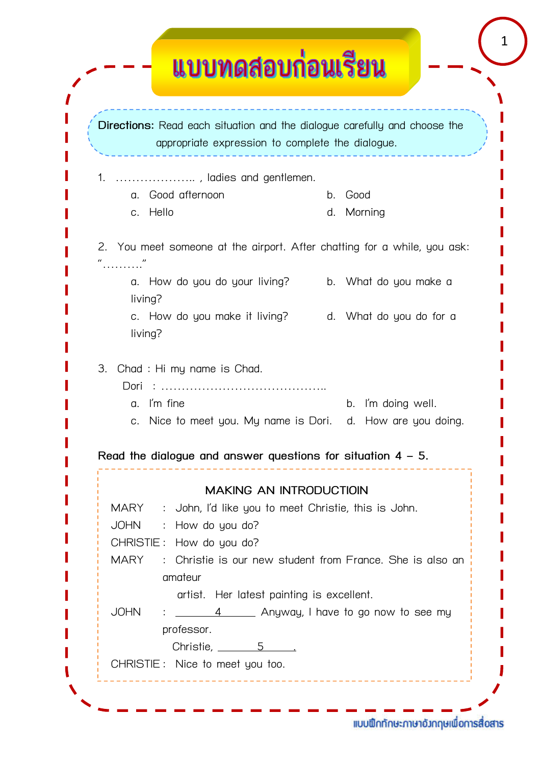# แบบทดสอบก่อนเรียน

**Directions:** Read each situation and the dialogue carefully and choose the appropriate expression to complete the dialogue.

1. ……………….. , ladies and gentlemen.

   a. Good afternoon  
   b. Good  
   c. Hello  
   d. Morning

2. You meet someone at the airport. After chatting for a while, you ask: "………."

   a. How do you do your living?  
   b. What do you make a living?  
   c. How do you make it living?  
   d. What do you do for a living?

3. Chad : Hi my name is Chad.  
   Dori : …………………………………..

   a. I'm fine  
   b. I'm doing well.  
   c. Nice to meet you. My name is Dori.  
   d. How are you doing.

**Read the dialogue and answer questions for situation 4 – 5.**

MAKING AN INTRODUCTIOIN

MARY : John, I'd like you to meet Christie, this is John.  
JOHN : How do you do?  
CHRISTIE : How do you do?  
MARY : Christie is our new student from France. She is also an amateur artist. Her latest painting is excellent.  
JOHN : ____4____ Anyway, I have to go now to see my professor. Christie, ____5____.  
CHRISTIE : Nice to meet you too.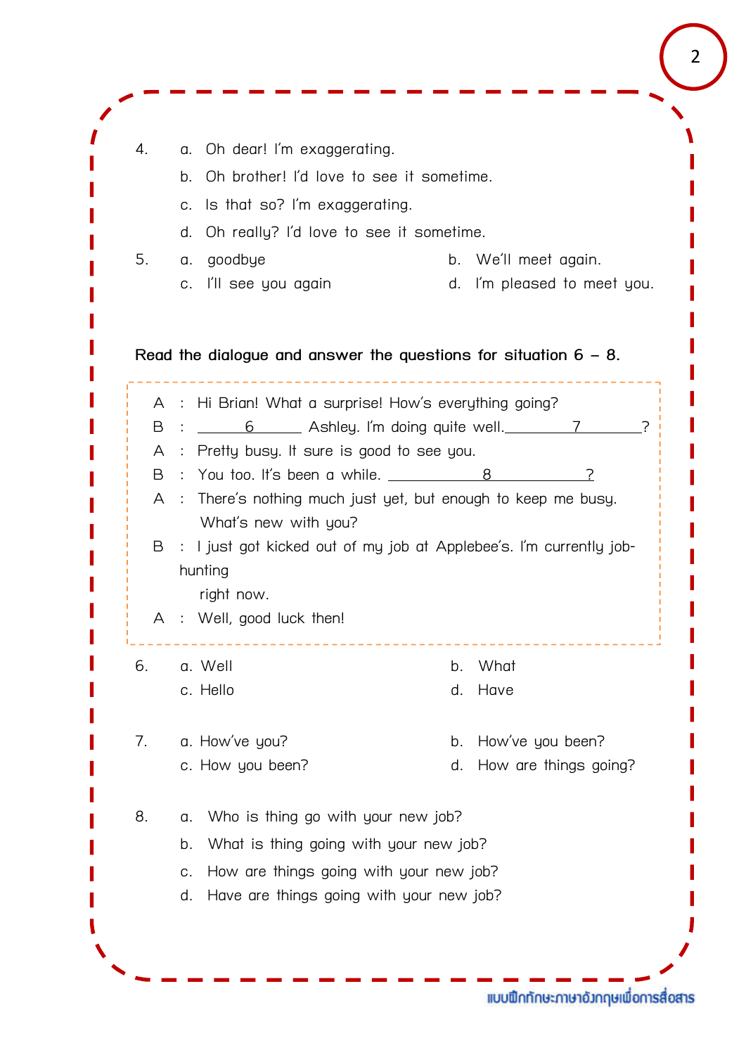4. a. Oh dear! I'm exaggerating.
   b. Oh brother! I'd love to see it sometime.
   c. Is that so? I'm exaggerating.
   d. Oh really? I'd love to see it sometime.

5. a. goodbye
   b. We'll meet again.
   c. I'll see you again
   d. I'm pleased to meet you.

**Read the dialogue and answer the questions for situation 6 – 8.**

A : Hi Brian! What a surprise! How's everything going?

B : ______6______ Ashley. I'm doing quite well.________7________?

A : Pretty busy. It sure is good to see you.

B : You too. It's been a while. ____________8____________?

A : There's nothing much just yet, but enough to keep me busy. What's new with you?

B : I just got kicked out of my job at Applebee's. I'm currently job-hunting right now.

A : Well, good luck then!

6. a. Well
   b. What
   c. Hello
   d. Have

7. a. How've you?
   b. How've you been?
   c. How you been?
   d. How are things going?

8. a. Who is thing go with your new job?
   b. What is thing going with your new job?
   c. How are things going with your new job?
   d. Have are things going with your new job?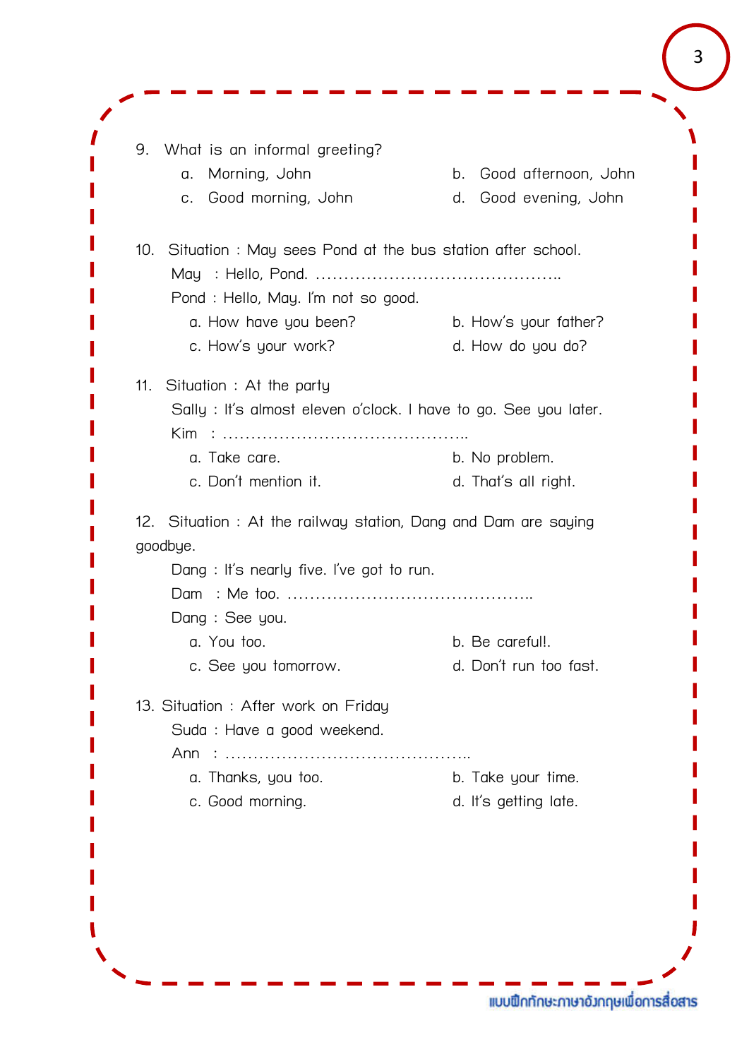9. What is an informal greeting?

   a. Morning, John
   b. Good afternoon, John
   c. Good morning, John
   d. Good evening, John

10. Situation : May sees Pond at the bus station after school.

    May : Hello, Pond. ……………………………………..

    Pond : Hello, May. I'm not so good.

    a. How have you been?
    b. How's your father?
    c. How's your work?
    d. How do you do?

11. Situation : At the party

    Sally : It's almost eleven o'clock. I have to go. See you later.

    Kim : ……………………………………..

    a. Take care.
    b. No problem.
    c. Don't mention it.
    d. That's all right.

12. Situation : At the railway station, Dang and Dam are saying goodbye.

    Dang : It's nearly five. I've got to run.

    Dam : Me too. ……………………………………..

    Dang : See you.

    a. You too.
    b. Be carefull.
    c. See you tomorrow.
    d. Don't run too fast.

13. Situation : After work on Friday

    Suda : Have a good weekend.

    Ann : ……………………………………..

    a. Thanks, you too.
    b. Take your time.
    c. Good morning.
    d. It's getting late.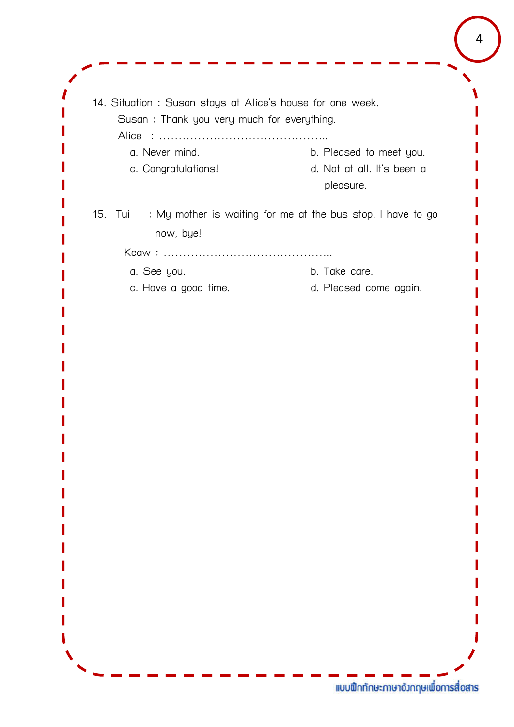14. Situation : Susan stays at Alice's house for one week.

    Susan : Thank you very much for everything.

    Alice : ..........................................

    a. Never mind.
    b. Pleased to meet you.
    c. Congratulations!
    d. Not at all. It's been a pleasure.

15. Tui : My mother is waiting for me at the bus stop. I have to go now, bye!

    Keaw : ..........................................

    a. See you.
    b. Take care.
    c. Have a good time.
    d. Pleased come again.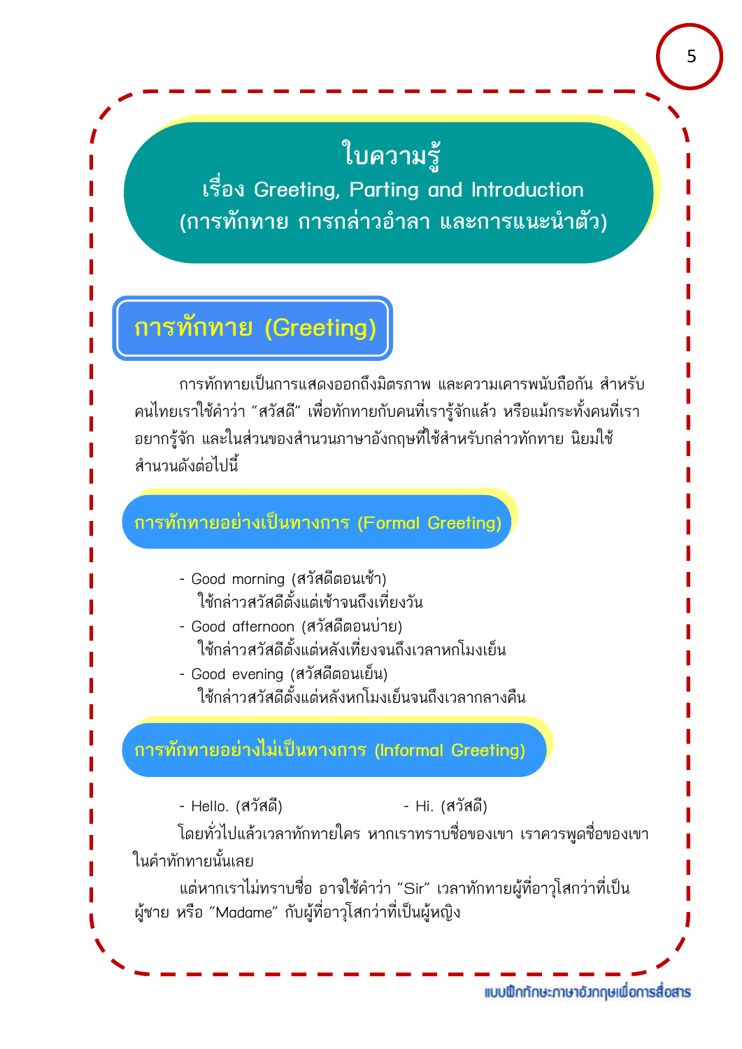# ใบความรู้

## เรื่อง Greeting, Parting and Introduction
## (การทักทาย การกล่าวอำลา และการแนะนำตัว)

## การทักทาย (Greeting)

การทักทายเป็นการแสดงออกถึงมิตรภาพ และความเคารพนับถือกัน สำหรับคนไทยเราใช้คำว่า "สวัสดี" เพื่อทักทายกับคนที่เรารู้จักแล้ว หรือแม้กระทั่งคนที่เราอยากรู้จัก และในส่วนของสำนวนภาษาอังกฤษที่ใช้สำหรับกล่าวทักทาย นิยมใช้สำนวนดังต่อไปนี้

### การทักทายอย่างเป็นทางการ (Formal Greeting)

- Good morning (สวัสดีตอนเช้า)
  ใช้กล่าวสวัสดีตั้งแต่เช้าจนถึงเที่ยงวัน
- Good afternoon (สวัสดีตอนบ่าย)
  ใช้กล่าวสวัสดีตั้งแต่หลังเที่ยงจนถึงเวลาหกโมงเย็น
- Good evening (สวัสดีตอนเย็น)
  ใช้กล่าวสวัสดีตั้งแต่หลังหกโมงเย็นจนถึงเวลากลางคืน

### การทักทายอย่างไม่เป็นทางการ (Informal Greeting)

- Hello. (สวัสดี)
- Hi. (สวัสดี)

โดยทั่วไปแล้วเวลาทักทายใคร หากเราทราบชื่อของเขา เราควรพูดชื่อของเขาในคำทักทายนั้นเลย

แต่หากเราไม่ทราบชื่อ อาจใช้คำว่า "Sir" เวลาทักทายผู้ที่อาวุโสกว่าที่เป็นผู้ชาย หรือ "Madame" กับผู้ที่อาวุโสกว่าที่เป็นผู้หญิง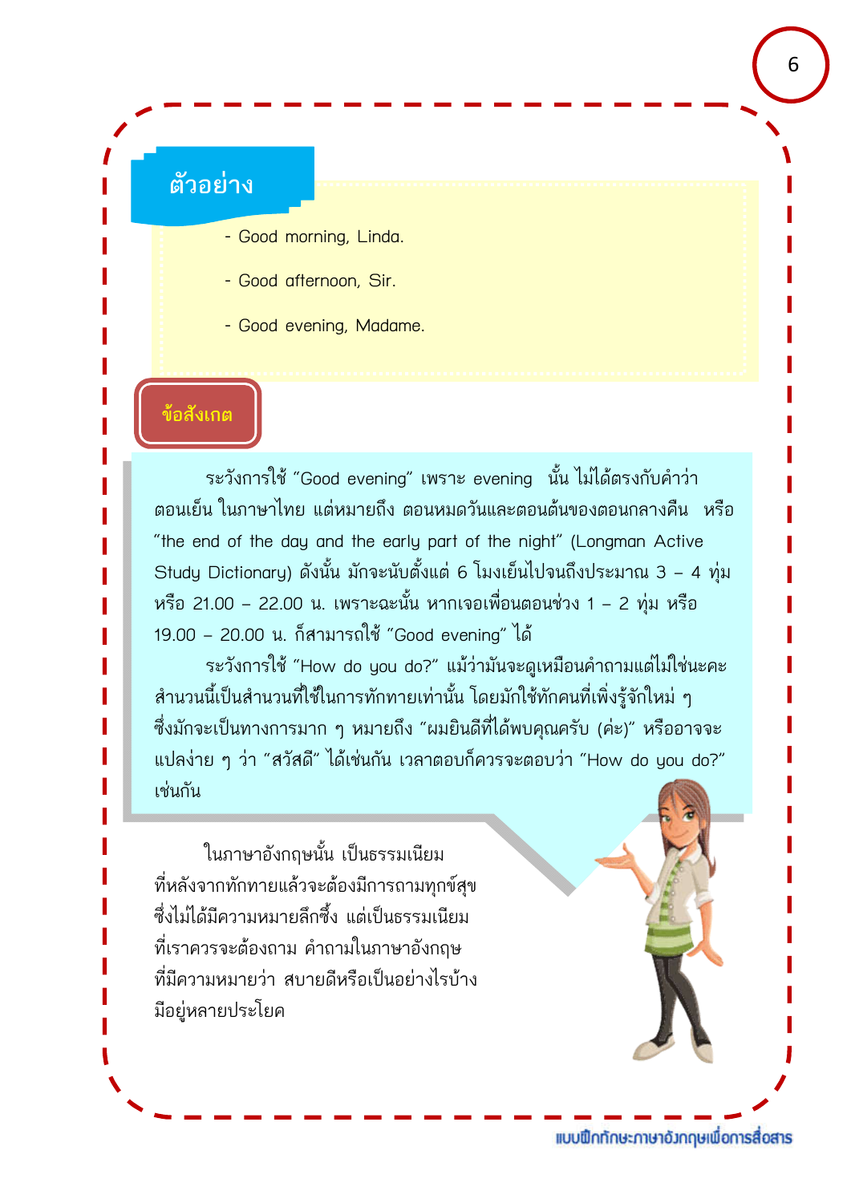## ตัวอย่าง

- Good morning, Linda.
- Good afternoon, Sir.
- Good evening, Madame.

## ข้อสังเกต

ระวังการใช้ "Good evening" เพราะ evening นั้น ไม่ได้ตรงกับคำว่า ตอนเย็น ในภาษาไทย แต่หมายถึง ตอนหมดวันและตอนต้นของตอนกลางคืน หรือ "the end of the day and the early part of the night" (Longman Active Study Dictionary) ดังนั้น มักจะนับตั้งแต่ 6 โมงเย็นไปจนถึงประมาณ 3 – 4 ทุ่ม หรือ 21.00 – 22.00 น. เพราะฉะนั้น หากเจอเพื่อนตอนช่วง 1 – 2 ทุ่ม หรือ 19.00 – 20.00 น. ก็สามารถใช้ "Good evening" ได้

ระวังการใช้ "How do you do?" แม้ว่ามันจะดูเหมือนคำถามแต่ไม่ใช่นะคะ สำนวนนี้เป็นสำนวนที่ใช้ในการทักทายเท่านั้น โดยมักใช้ทักคนที่เพิ่งรู้จักใหม่ ๆ ซึ่งมักจะเป็นทางการมาก ๆ หมายถึง "ผมยินดีที่ได้พบคุณครับ (ค่ะ)" หรืออาจจะแปลง่าย ๆ ว่า "สวัสดี" ได้เช่นกัน เวลาตอบก็ควรจะตอบว่า "How do you do?" เช่นกัน

ในภาษาอังกฤษนั้น เป็นธรรมเนียมที่หลังจากทักทายแล้วจะต้องมีการถามทุกข์สุข ซึ่งไม่ได้มีความหมายลึกซึ้ง แต่เป็นธรรมเนียมที่เราควรจะต้องถาม คำถามในภาษาอังกฤษที่มีความหมายว่า สบายดีหรือเป็นอย่างไรบ้าง มีอยู่หลายประโยค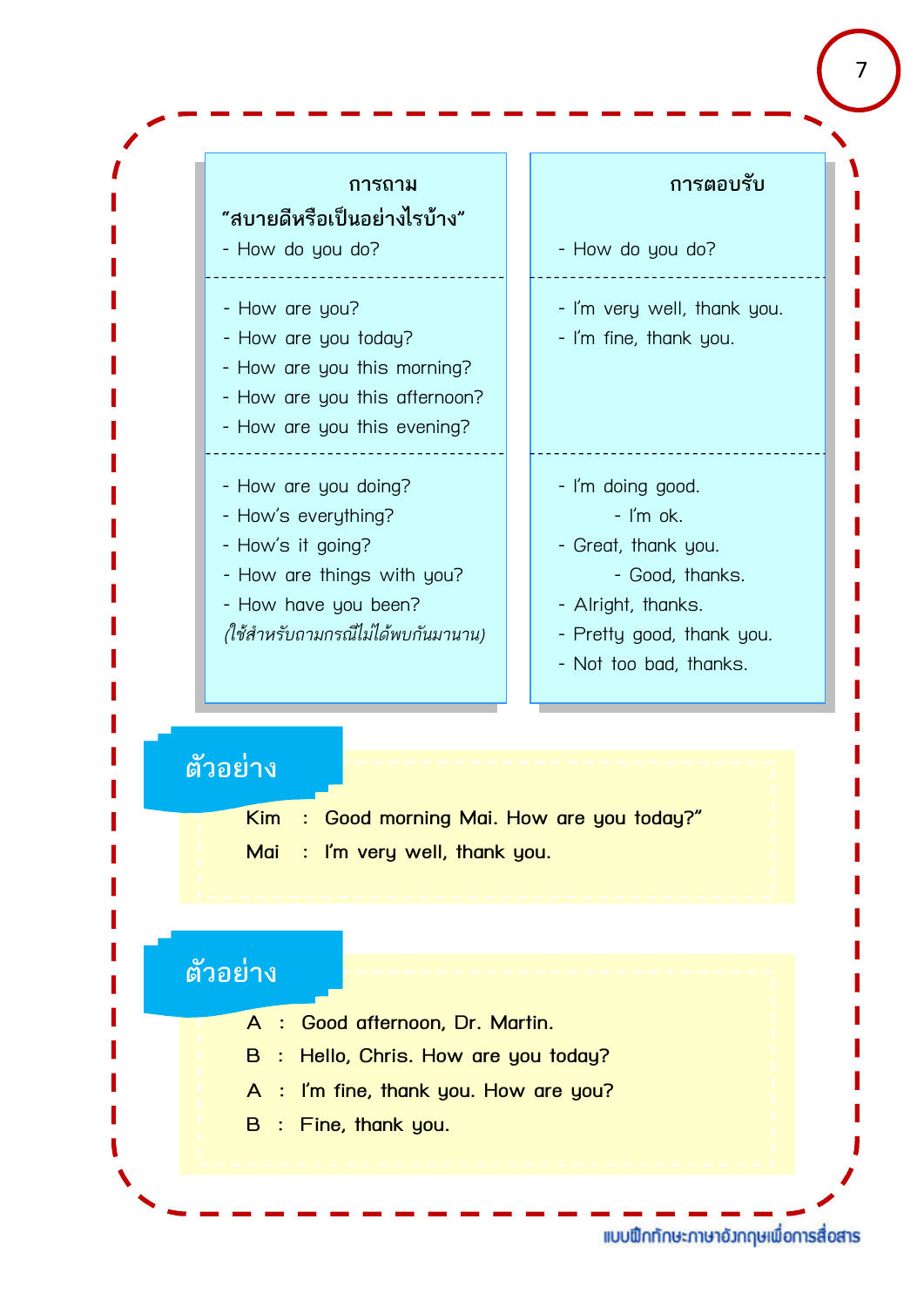| การถาม "สบายดีหรือเป็นอย่างไรบ้าง" | การตอบรับ |
|---|---|
| - How do you do? | - How do you do? |
| - How are you?<br>- How are you today?<br>- How are you this morning?<br>- How are you this afternoon?<br>- How are you this evening? | - I'm very well, thank you.<br>- I'm fine, thank you. |
| - How are you doing?<br>- How's everything?<br>- How's it going?<br>- How are things with you?<br>- How have you been?<br>*(ใช้สำหรับถามกรณีไม่ได้พบกันมานาน)* | - I'm doing good.<br>- I'm ok.<br>- Great, thank you.<br>- Good, thanks.<br>- Alright, thanks.<br>- Pretty good, thank you.<br>- Not too bad, thanks. |

## ตัวอย่าง

Kim : Good morning Mai. How are you today?"

Mai : I'm very well, thank you.

## ตัวอย่าง

A : Good afternoon, Dr. Martin.

B : Hello, Chris. How are you today?

A : I'm fine, thank you. How are you?

B : Fine, thank you.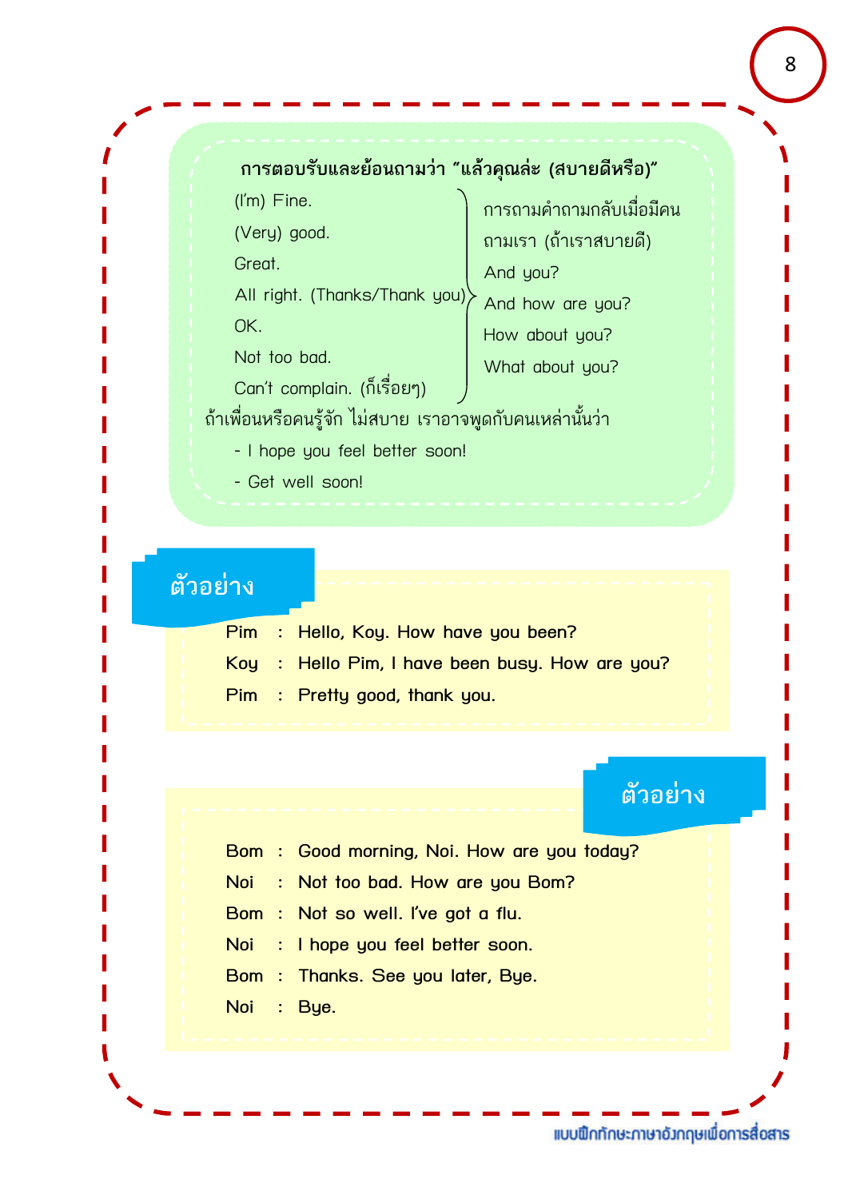**การตอบรับและย้อนถามว่า “แล้วคุณล่ะ (สบายดีหรือ)”**

| | |
|---|---|
| (I'm) Fine.<br>(Very) good.<br>Great.<br>All right. (Thanks/Thank you)<br>OK.<br>Not too bad.<br>Can't complain. (ก็เรื่อยๆ) | การถามคำถามกลับเมื่อมีคนถามเรา (ถ้าเราสบายดี)<br>And you?<br>And how are you?<br>How about you?<br>What about you? |

ถ้าเพื่อนหรือคนรู้จัก ไม่สบาย เราอาจพูดกับคนเหล่านั้นว่า

- I hope you feel better soon!
- Get well soon!

## ตัวอย่าง

Pim : Hello, Koy. How have you been?

Koy : Hello Pim, I have been busy. How are you?

Pim : Pretty good, thank you.

## ตัวอย่าง

Bom : Good morning, Noi. How are you today?

Noi : Not too bad. How are you Bom?

Bom : Not so well. I've got a flu.

Noi : I hope you feel better soon.

Bom : Thanks. See you later, Bye.

Noi : Bye.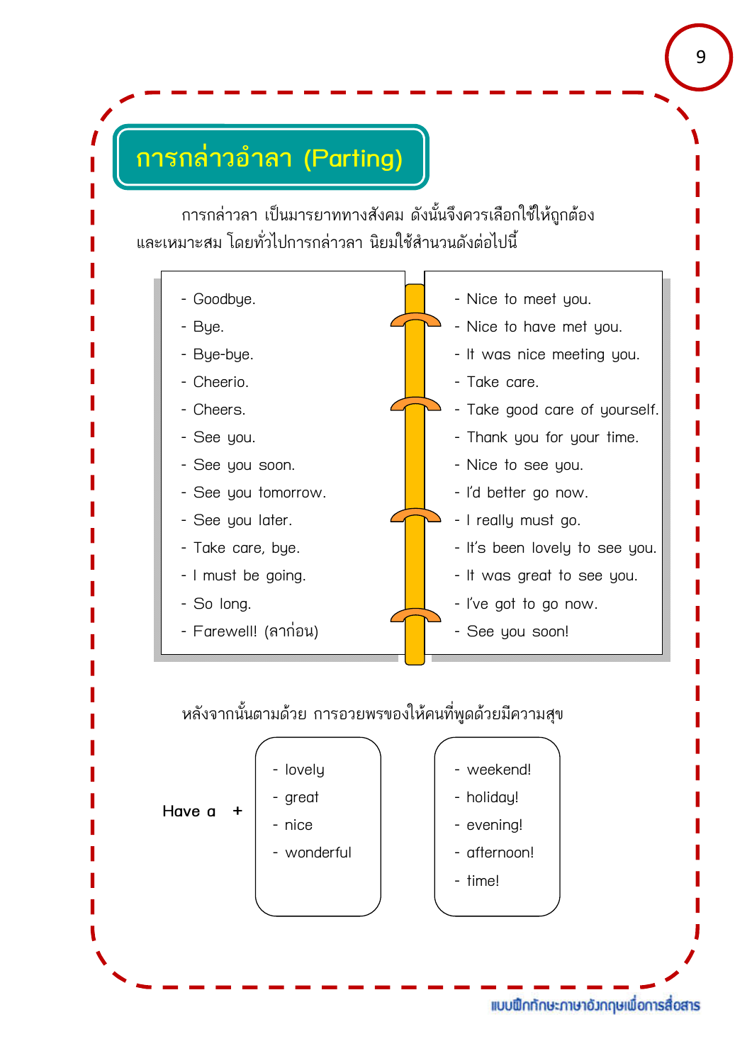# การกล่าวอำลา (Parting)

การกล่าวลา เป็นมารยาททางสังคม ดังนั้นจึงควรเลือกใช้ให้ถูกต้อง และเหมาะสม โดยทั่วไปการกล่าวลา นิยมใช้สำนวนดังต่อไปนี้

- Goodbye.
- Bye.
- Bye-bye.
- Cheerio.
- Cheers.
- See you.
- See you soon.
- See you tomorrow.
- See you later.
- Take care, bye.
- I must be going.
- So long.
- Farewell! (ลาก่อน)

- Nice to meet you.
- Nice to have met you.
- It was nice meeting you.
- Take care.
- Take good care of yourself.
- Thank you for your time.
- Nice to see you.
- I'd better go now.
- I really must go.
- It's been lovely to see you.
- It was great to see you.
- I've got to go now.
- See you soon!

หลังจากนั้นตามด้วย การอวยพรของให้คนที่พูดด้วยมีความสุข

**Have a** +

- lovely
- great
- nice
- wonderful

+

- weekend!
- holiday!
- evening!
- afternoon!
- time!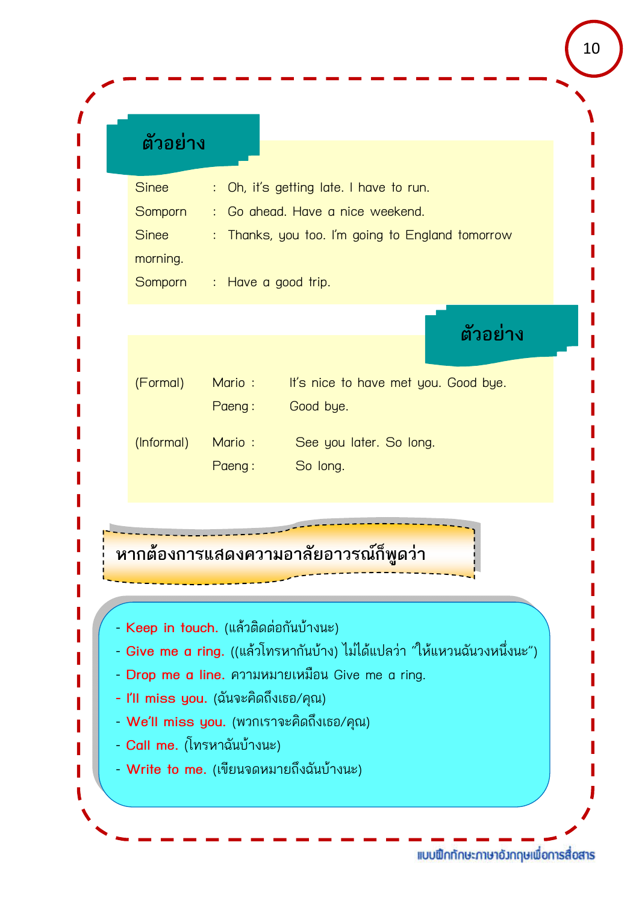### ตัวอย่าง

Sinee : Oh, it's getting late. I have to run.

Somporn : Go ahead. Have a nice weekend.

Sinee : Thanks, you too. I'm going to England tomorrow morning.

Somporn : Have a good trip.

### ตัวอย่าง

(Formal)

Mario : It's nice to have met you. Good bye.

Paeng : Good bye.

(Informal)

Mario : See you later. So long.

Paeng : So long.

### หากต้องการแสดงความอาลัยอาวรณ์ก็พูดว่า

- **Keep in touch.** (แล้วติดต่อกันบ้างนะ)
- **Give me a ring.** ((แล้วโทรหากันบ้าง) ไม่ได้แปลว่า "ให้แหวนฉันวงหนึ่งนะ")
- **Drop me a line.** ความหมายเหมือน Give me a ring.
- **I'll miss you.** (ฉันจะคิดถึงเธอ/คุณ)
- **We'll miss you.** (พวกเราจะคิดถึงเธอ/คุณ)
- **Call me.** (โทรหาฉันบ้างนะ)
- **Write to me.** (เขียนจดหมายถึงฉันบ้างนะ)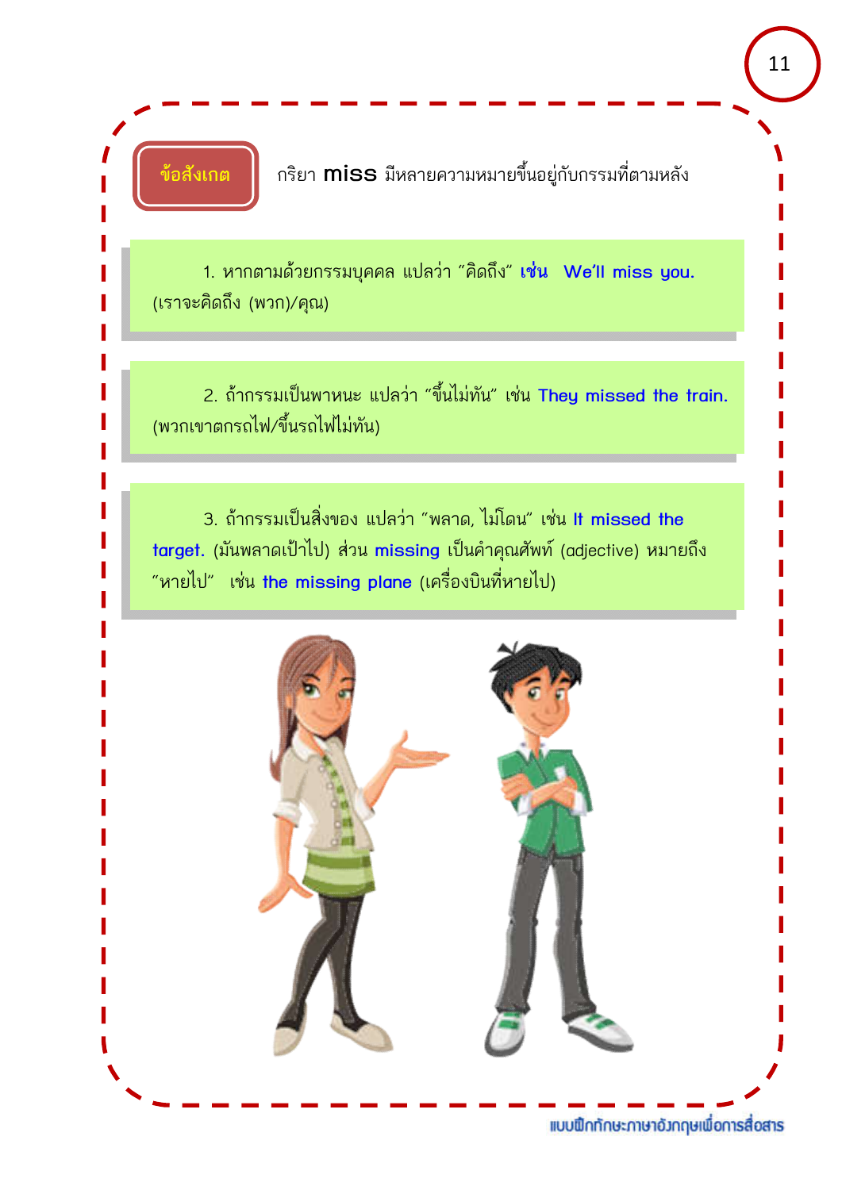**ข้อสังเกต** กริยา **miss** มีหลายความหมายขึ้นอยู่กับกรรมที่ตามหลัง

1. หากตามด้วยกรรมบุคคล แปลว่า "คิดถึง" เช่น We'll miss you. (เราจะคิดถึง (พวก)/คุณ)

2. ถ้ากรรมเป็นพาหนะ แปลว่า "ขึ้นไม่ทัน" เช่น They missed the train. (พวกเขาตกรถไฟ/ขึ้นรถไฟไม่ทัน)

3. ถ้ากรรมเป็นสิ่งของ แปลว่า "พลาด, ไม่โดน" เช่น It missed the target. (มันพลาดเป้าไป) ส่วน missing เป็นคำคุณศัพท์ (adjective) หมายถึง "หายไป" เช่น the missing plane (เครื่องบินที่หายไป)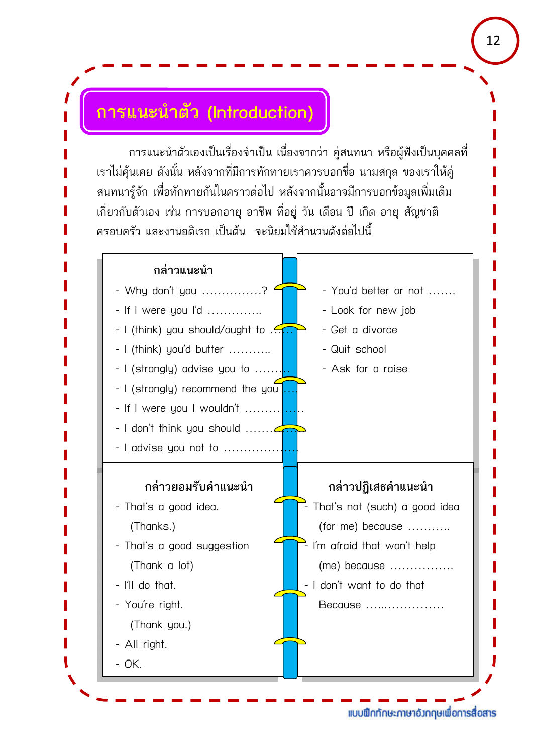# การแนะนำตัว (Introduction)

การแนะนำตัวเองเป็นเรื่องจำเป็น เนื่องจากว่า คู่สนทนา หรือผู้ฟังเป็นบุคคลที่เราไม่คุ้นเคย ดังนั้น หลังจากที่มีการทักทายเราควรบอกชื่อ นามสกุล ของเราให้คู่สนทนารู้จัก เพื่อทักทายกันในคราวต่อไป หลังจากนั้นอาจมีการบอกข้อมูลเพิ่มเติมเกี่ยวกับตัวเอง เช่น การบอกอายุ อาชีพ ที่อยู่ วัน เดือน ปี เกิด อายุ สัญชาติ ครอบครัว และงานอดิเรก เป็นต้น จะนิยมใช้สำนวนดังต่อไปนี้

### กล่าวแนะนำ

- Why don't you ...............?
- If I were you I'd .............
- I (think) you should/ought to ......
- I (think) you'd butter ..........
- I (strongly) advise you to .........
- I (strongly) recommend the you ....
- If I were you I wouldn't ..............
- I don't think you should ..........
- I advise you not to ....................

- You'd better or not .......
- Look for new job
- Get a divorce
- Quit school
- Ask for a raise

### กล่าวยอมรับคำแนะนำ

- That's a good idea.
  (Thanks.)
- That's a good suggestion
  (Thank a lot)
- I'll do that.
- You're right.
  (Thank you.)
- All right.
- OK.

### กล่าวปฏิเสธคำแนะนำ

- That's not (such) a good idea
  (for me) because ..........
- I'm afraid that won't help
  (me) because ................
- I don't want to do that
  Because ......................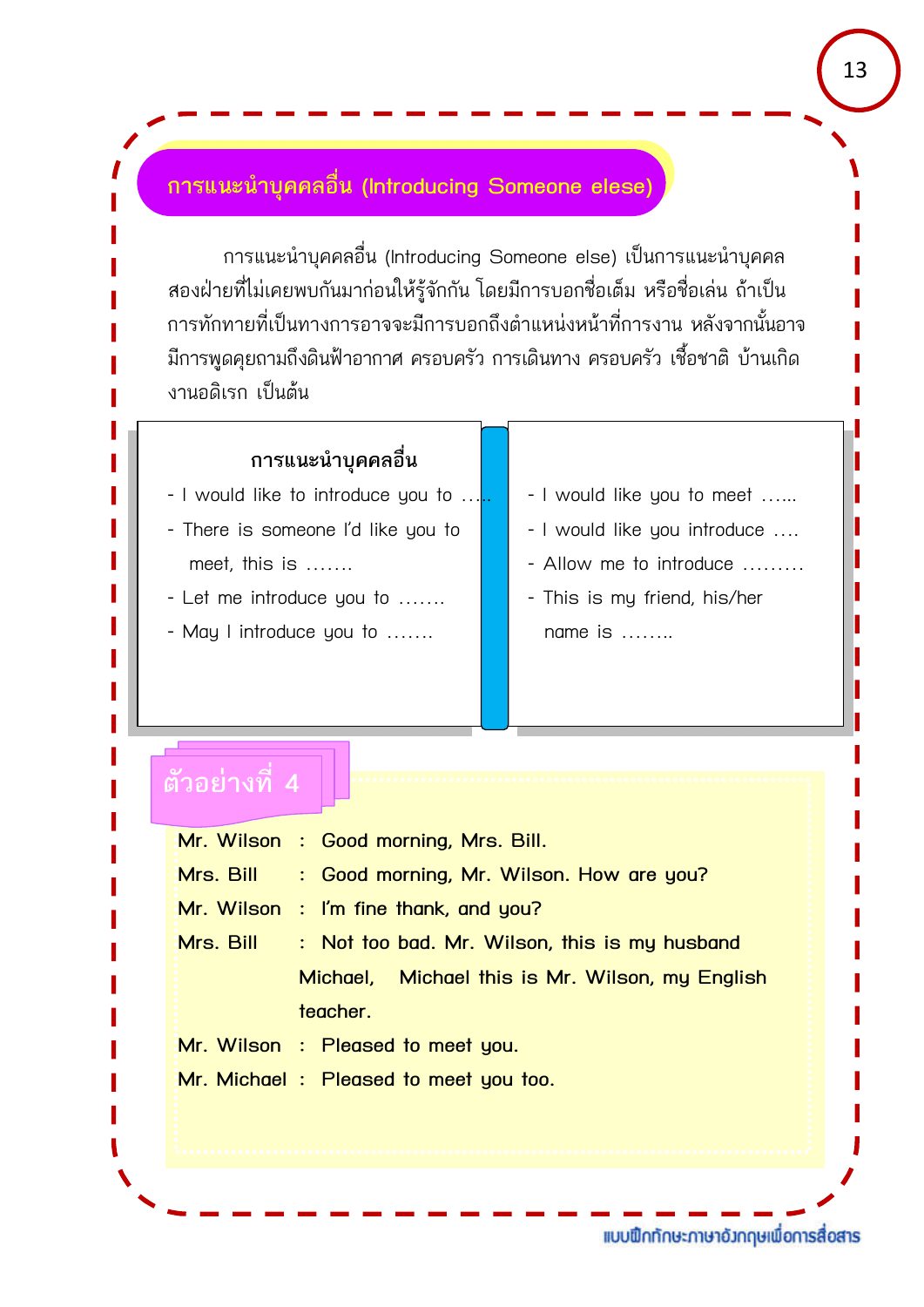## การแนะนำบุคคลอื่น (Introducing Someone elese)

การแนะนำบุคคลอื่น (Introducing Someone else) เป็นการแนะนำบุคคลสองฝ่ายที่ไม่เคยพบกันมาก่อนให้รู้จักกัน โดยมีการบอกชื่อเต็ม หรือชื่อเล่น ถ้าเป็นการทักทายที่เป็นทางการอาจจะมีการบอกถึงตำแหน่งหน้าที่การงาน หลังจากนั้นอาจมีการพูดคุยถามถึงดินฟ้าอากาศ ครอบครัว การเดินทาง ครอบครัว เชื้อชาติ บ้านเกิด งานอดิเรก เป็นต้น

**การแนะนำบุคคลอื่น**

- I would like to introduce you to …..
- There is someone I'd like you to meet, this is …….
- Let me introduce you to …….
- May I introduce you to …….
- I would like you to meet …...
- I would like you introduce ….
- Allow me to introduce ………
- This is my friend, his/her name is ……..

### ตัวอย่างที่ 4

Mr. Wilson : Good morning, Mrs. Bill.

Mrs. Bill : Good morning, Mr. Wilson. How are you?

Mr. Wilson : I'm fine thank, and you?

Mrs. Bill : Not too bad. Mr. Wilson, this is my husband Michael, Michael this is Mr. Wilson, my English teacher.

Mr. Wilson : Pleased to meet you.

Mr. Michael : Pleased to meet you too.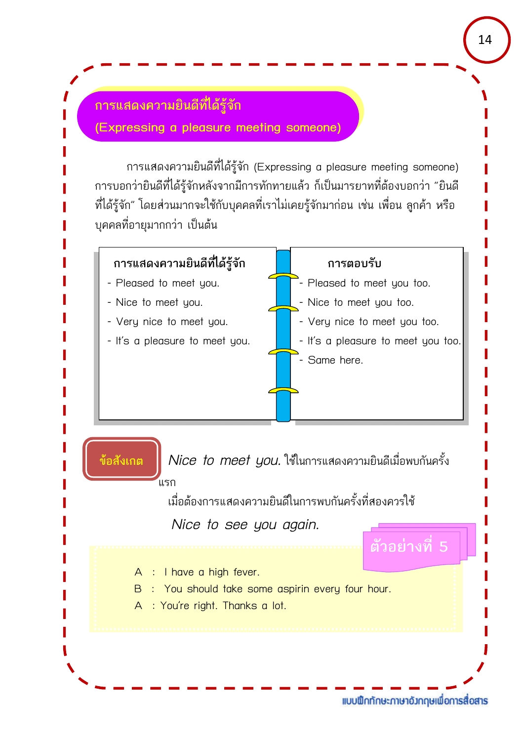## การแสดงความยินดีที่ได้รู้จัก
## (Expressing a pleasure meeting someone)

การแสดงความยินดีที่ได้รู้จัก (Expressing a pleasure meeting someone) การบอกว่ายินดีที่ได้รู้จักหลังจากมีการทักทายแล้ว ก็เป็นมารยาทที่ต้องบอกว่า "ยินดีที่ได้รู้จัก" โดยส่วนมากจะใช้กับบุคคลที่เราไม่เคยรู้จักมาก่อน เช่น เพื่อน ลูกค้า หรือบุคคลที่อายุมากกว่า เป็นต้น

| การแสดงความยินดีที่ได้รู้จัก | การตอบรับ |
|---|---|
| - Pleased to meet you. | - Pleased to meet you too. |
| - Nice to meet you. | - Nice to meet you too. |
| - Very nice to meet you. | - Very nice to meet you too. |
| - It's a pleasure to meet you. | - It's a pleasure to meet you too. |
| | - Same here. |

**ข้อสังเกต** *Nice to meet you.* ใช้ในการแสดงความยินดีเมื่อพบกันครั้งแรก

เมื่อต้องการแสดงความยินดีในการพบกันครั้งที่สองควรใช้

*Nice to see you again.*

**ตัวอย่างที่ 5**

A : I have a high fever.
B : You should take some aspirin every four hour.
A : You're right. Thanks a lot.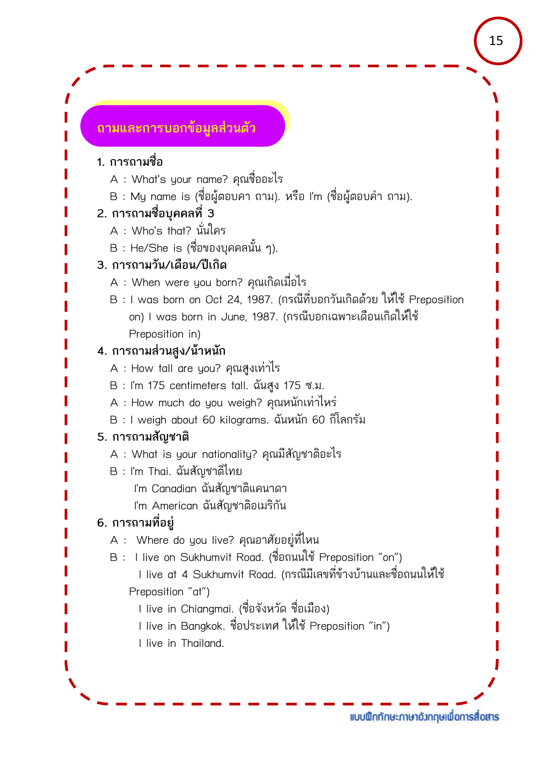## ถามและการบอกข้อมูลส่วนตัว

**1. การถามชื่อ**

A : What's your name? คุณชื่ออะไร

B : My name is (ชื่อผู้ตอบคำ ถาม). หรือ I'm (ชื่อผู้ตอบคำ ถาม).

**2. การถามชื่อบุคคลที่ 3**

A : Who's that? นั่นใคร

B : He/She is (ชื่อของบุคคลนั้น ๆ).

**3. การถามวัน/เดือน/ปีเกิด**

A : When were you born? คุณเกิดเมื่อไร

B : I was born on Oct 24, 1987. (กรณีที่บอกวันเกิดด้วย ให้ใช้ Preposition on) I was born in June, 1987. (กรณีบอกเฉพาะเดือนเกิดให้ใช้ Preposition in)

**4. การถามส่วนสูง/น้ำหนัก**

A : How tall are you? คุณสูงเท่าไร

B : I'm 175 centimeters tall. ฉันสูง 175 ซ.ม.

A : How much do you weigh? คุณหนักเท่าไหร่

B : I weigh about 60 kilograms. ฉันหนัก 60 กิโลกรัม

**5. การถามสัญชาติ**

A : What is your nationality? คุณมีสัญชาติอะไร

B : I'm Thai. ฉันสัญชาติไทย

I'm Canadian ฉันสัญชาติแคนาดา

I'm American ฉันสัญชาติอเมริกัน

**6. การถามที่อยู่**

A : Where do you live? คุณอาศัยอยู่ที่ไหน

B : I live on Sukhumvit Road. (ชื่อถนนใช้ Preposition "on")

I live at 4 Sukhumvit Road. (กรณีมีเลขที่ข้างบ้านและชื่อถนนให้ใช้ Preposition "at")

I live in Chiangmai. (ชื่อจังหวัด ชื่อเมือง)

I live in Bangkok. ชื่อประเทศ ให้ใช้ Preposition "in")

I live in Thailand.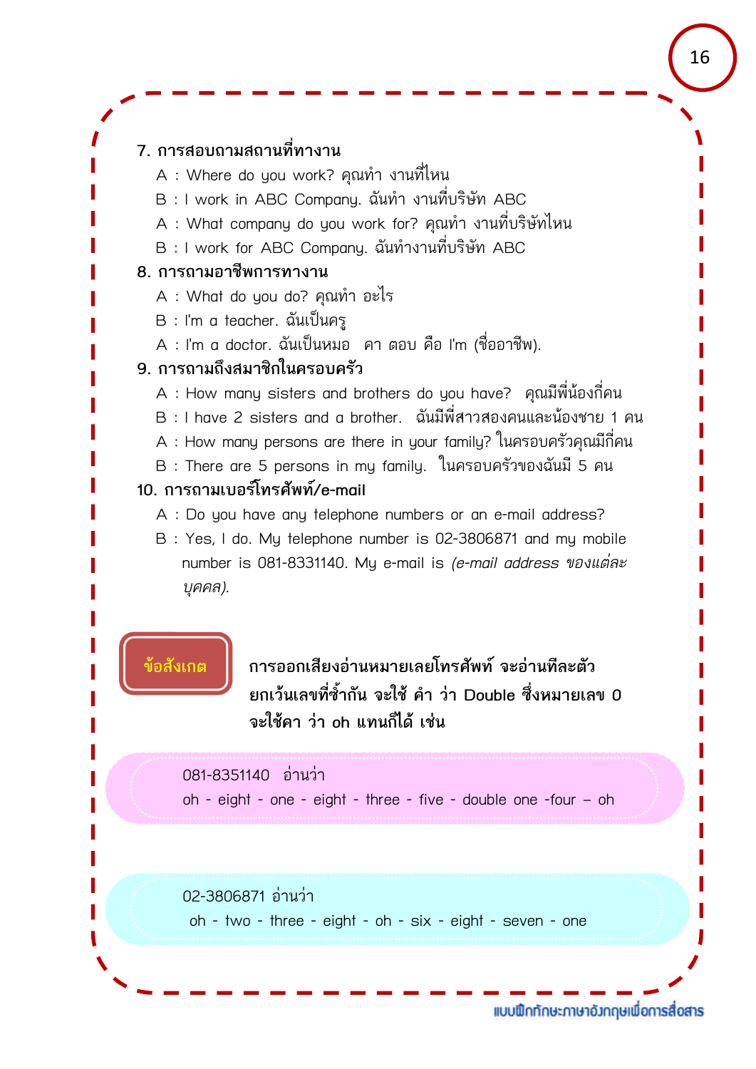**7. การสอบถามสถานที่ทางาน**

A : Where do you work? คุณทำ งานที่ไหน

B : I work in ABC Company. ฉันทำ งานที่บริษัท ABC

A : What company do you work for? คุณทำ งานที่บริษัทไหน

B : I work for ABC Company. ฉันทำงานที่บริษัท ABC

**8. การถามอาชีพการทางาน**

A : What do you do? คุณทำ อะไร

B : I'm a teacher. ฉันเป็นครู

A : I'm a doctor. ฉันเป็นหมอ คา ตอบ คือ I'm (ชื่ออาชีพ).

**9. การถามถึงสมาชิกในครอบครัว**

A : How many sisters and brothers do you have? คุณมีพี่น้องกี่คน

B : I have 2 sisters and a brother. ฉันมีพี่สาวสองคนและน้องชาย 1 คน

A : How many persons are there in your family? ในครอบครัวคุณมีกี่คน

B : There are 5 persons in my family. ในครอบครัวของฉันมี 5 คน

**10. การถามเบอร์โทรศัพท์/e-mail**

A : Do you have any telephone numbers or an e-mail address?

B : Yes, I do. My telephone number is 02-3806871 and my mobile number is 081-8331140. My e-mail is *(e-mail address ของแต่ละบุคคล).*

**ข้อสังเกต**

**การออกเสียงอ่านหมายเลยโทรศัพท์ จะอ่านทีละตัว ยกเว้นเลขที่ซ้ำกัน จะใช้ คำ ว่า Double ซึ่งหมายเลข 0 จะใช้คา ว่า oh แทนก็ได้ เช่น**

081-8351140 อ่านว่า

oh - eight - one - eight - three - five - double one -four – oh

02-3806871 อ่านว่า

oh - two - three - eight - oh - six - eight - seven - one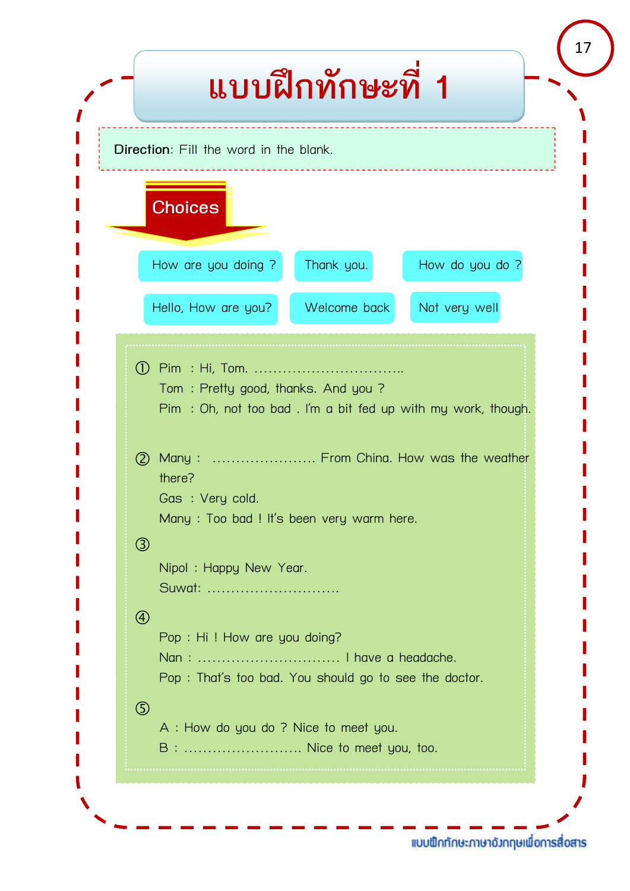# แบบฝึกทักษะที่ 1

**Direction**: Fill the word in the blank.

**Choices**

- How are you doing ?
- Thank you.
- How do you do ?
- Hello, How are you?
- Welcome back
- Not very well

① Pim : Hi, Tom. …………………………..
Tom : Pretty good, thanks. And you ?
Pim : Oh, not too bad . I'm a bit fed up with my work, though.

② Many : …………………. From China. How was the weather there?
Gas : Very cold.
Many : Too bad ! It's been very warm here.

③
Nipol : Happy New Year.
Suwat: ……………………….

④
Pop : Hi ! How are you doing?
Nan : ………………………… I have a headache.
Pop : That's too bad. You should go to see the doctor.

⑤
A : How do you do ? Nice to meet you.
B : ……………………. Nice to meet you, too.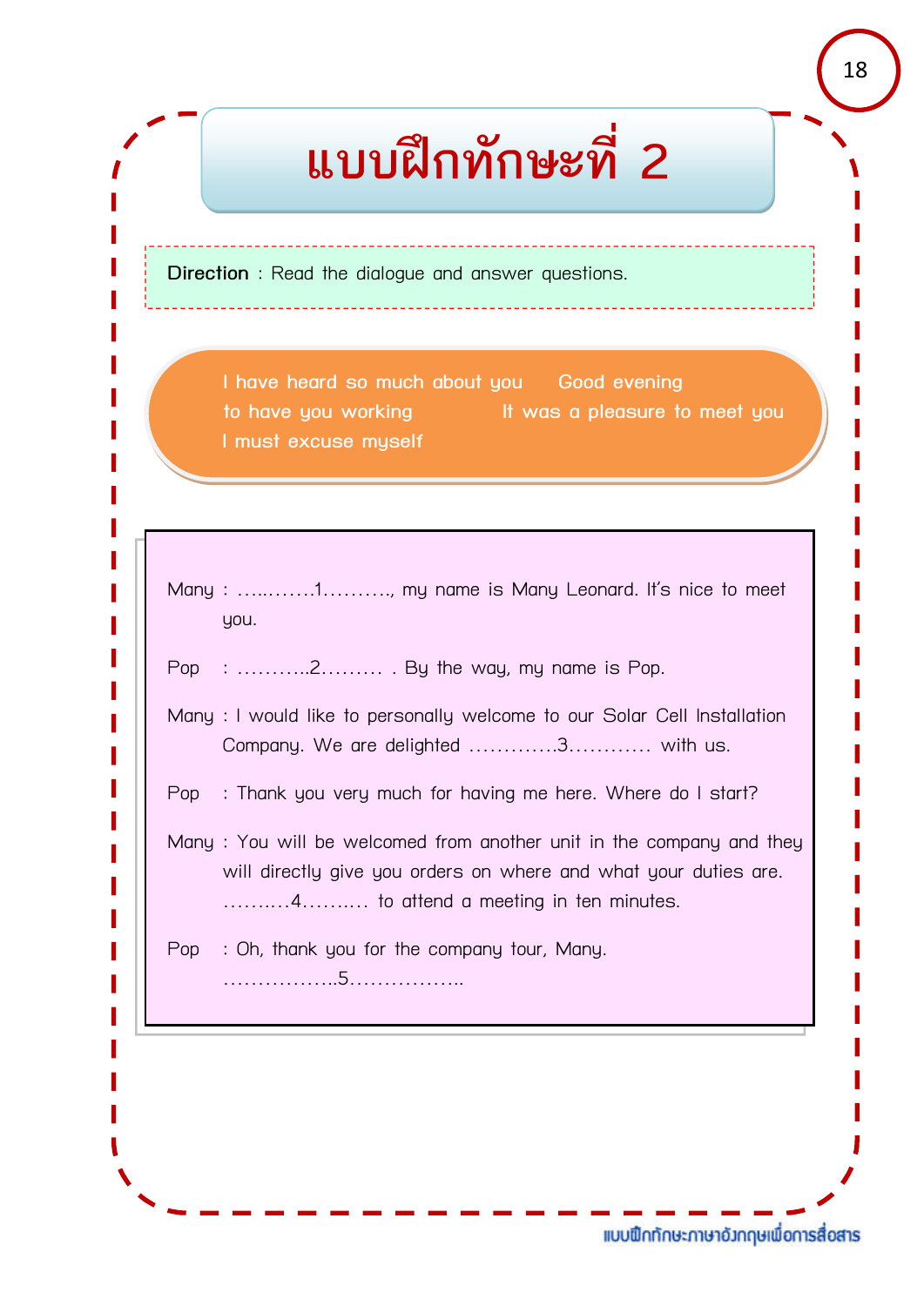# แบบฝึกทักษะที่ 2

**Direction** : Read the dialogue and answer questions.

I have heard so much about you　　Good evening
to have you working　　It was a pleasure to meet you
I must excuse myself

Many : ….…….1………., my name is Many Leonard. It's nice to meet you.

Pop : ………..2……… . By the way, my name is Pop.

Many : I would like to personally welcome to our Solar Cell Installation Company. We are delighted ………….3………… with us.

Pop : Thank you very much for having me here. Where do I start?

Many : You will be welcomed from another unit in the company and they will directly give you orders on where and what your duties are. ….….…4….….… to attend a meeting in ten minutes.

Pop : Oh, thank you for the company tour, Many. ……………..5……………..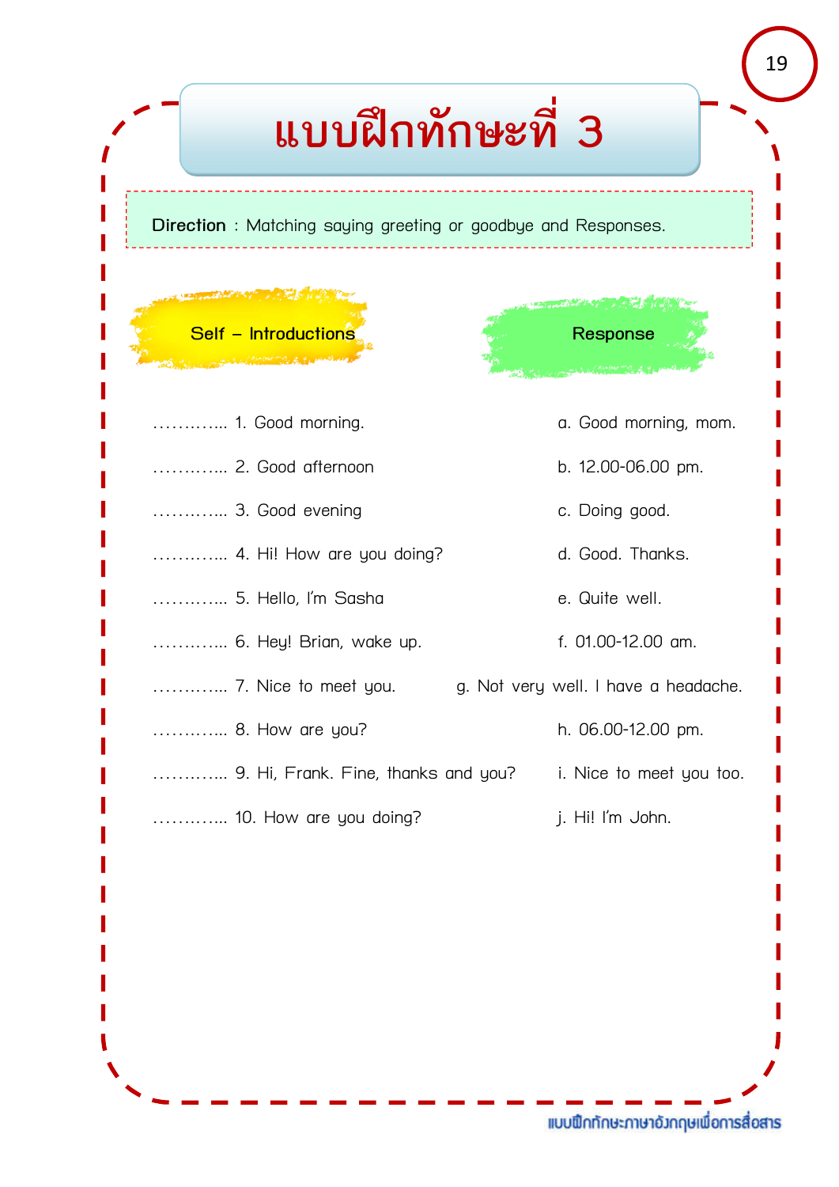# แบบฝึกทักษะที่ 3

**Direction** : Matching saying greeting or goodbye and Responses.

| Self – Introductions | Response |
|---|---|
| ………... 1. Good morning. | a. Good morning, mom. |
| ………... 2. Good afternoon | b. 12.00-06.00 pm. |
| ………... 3. Good evening | c. Doing good. |
| ………... 4. Hi! How are you doing? | d. Good. Thanks. |
| ………... 5. Hello, I'm Sasha | e. Quite well. |
| ………... 6. Hey! Brian, wake up. | f. 01.00-12.00 am. |
| ………... 7. Nice to meet you. | g. Not very well. I have a headache. |
| ………... 8. How are you? | h. 06.00-12.00 pm. |
| ………... 9. Hi, Frank. Fine, thanks and you? | i. Nice to meet you too. |
| ………... 10. How are you doing? | j. Hi! I'm John. |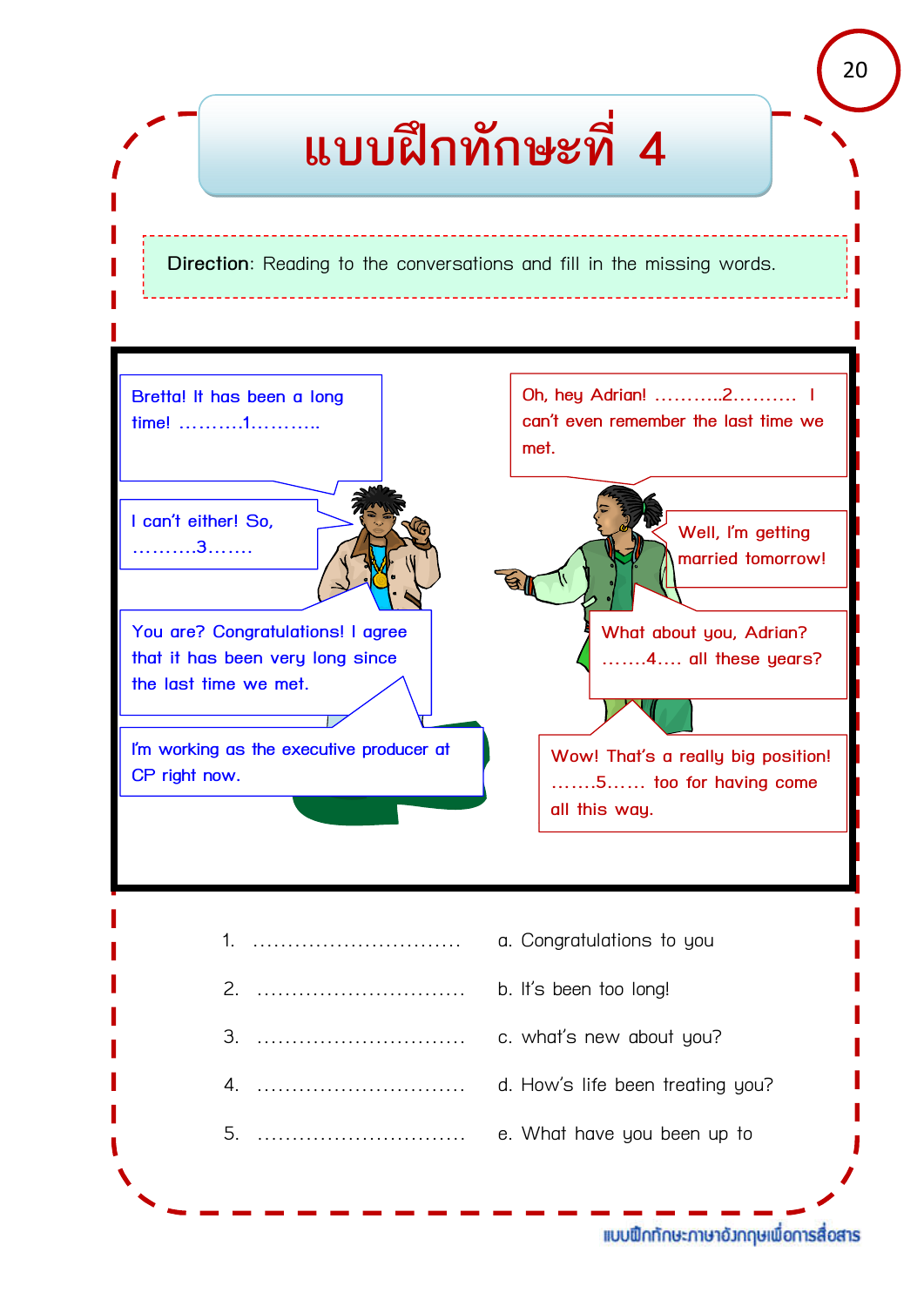# แบบฝึกทักษะที่ 4

**Direction**: Reading to the conversations and fill in the missing words.

Bretta! It has been a long time! ..........1...........

Oh, hey Adrian! ...........2.......... I can't even remember the last time we met.

I can't either! So, ..........3.......

Well, I'm getting married tomorrow!

You are? Congratulations! I agree that it has been very long since the last time we met.

What about you, Adrian? .......4.... all these years?

I'm working as the executive producer at CP right now.

Wow! That's a really big position! .......5...... too for having come all this way.

1. .............................. a. Congratulations to you
2. .............................. b. It's been too long!
3. .............................. c. what's new about you?
4. .............................. d. How's life been treating you?
5. .............................. e. What have you been up to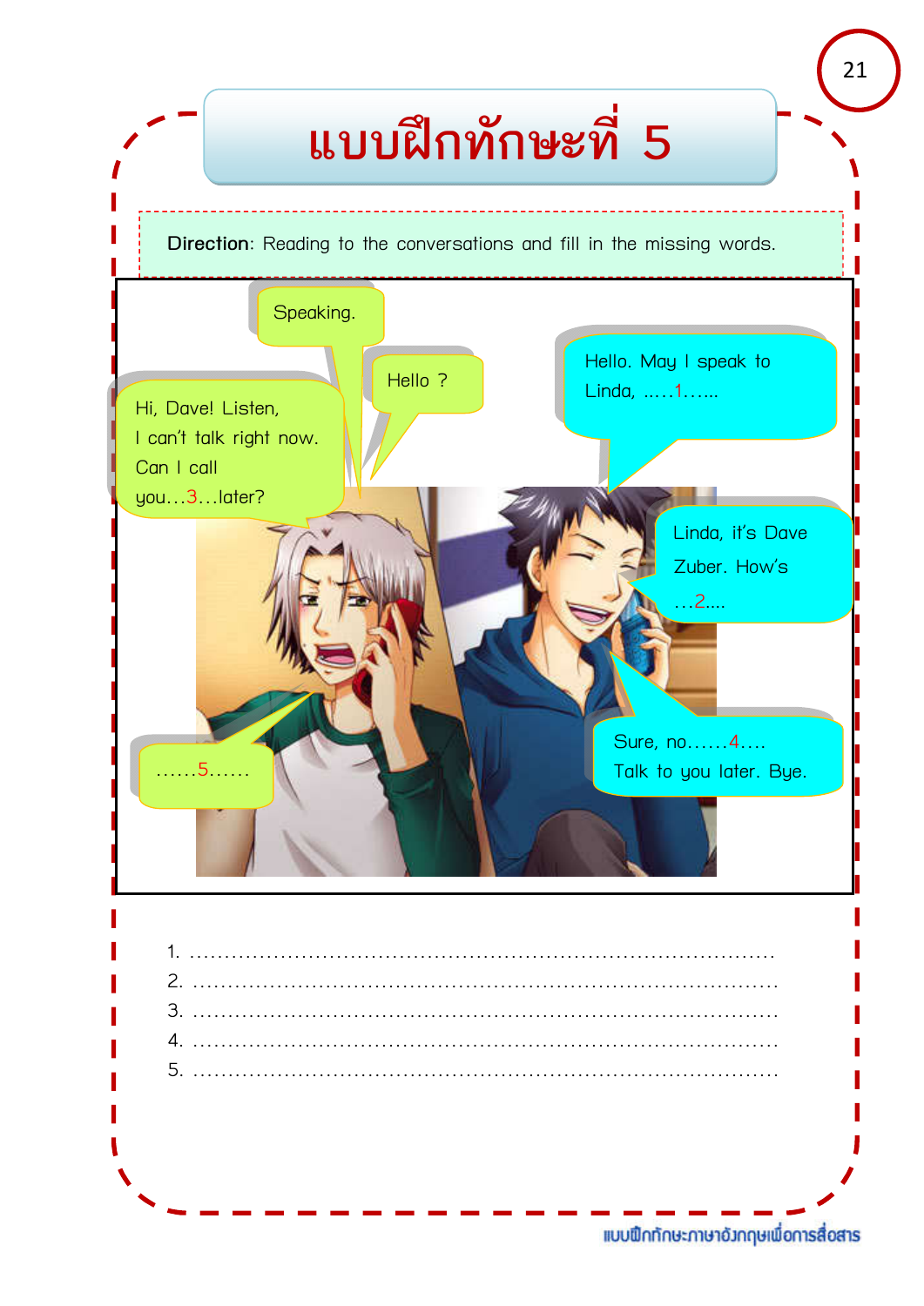# แบบฝึกทักษะที่ 5

**Direction**: Reading to the conversations and fill in the missing words.

Speaking.

Hello ?

Hello. May I speak to Linda, ......1......

Hi, Dave! Listen, I can't talk right now. Can I call you...3...later?

Linda, it's Dave Zuber. How's ...2....

Sure, no......4.... Talk to you later. Bye.

......5......

1. ............................................................................................

2. ............................................................................................

3. ............................................................................................

4. ............................................................................................

5. ............................................................................................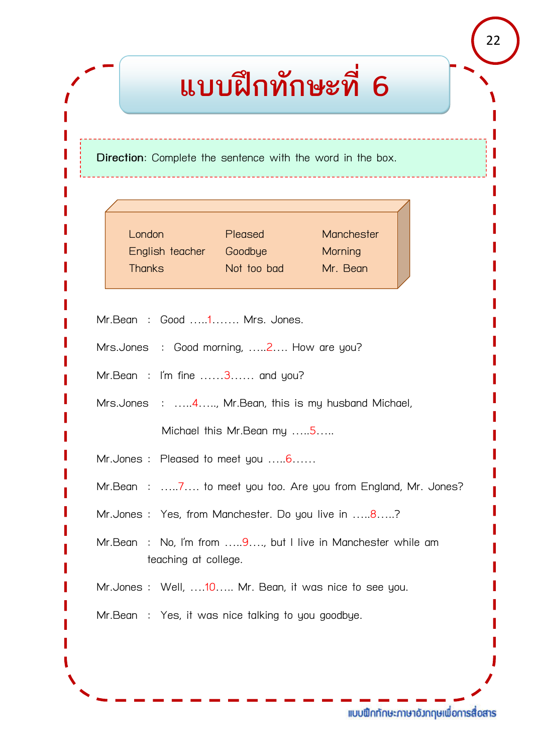# แบบฝึกทักษะที่ 6

**Direction**: Complete the sentence with the word in the box.

| | | |
|---|---|---|
| London | Pleased | Manchester |
| English teacher | Goodbye | Morning |
| Thanks | Not too bad | Mr. Bean |

Mr.Bean : Good …..1……. Mrs. Jones.

Mrs.Jones : Good morning, …..2…. How are you?

Mr.Bean : I'm fine ……3…… and you?

Mrs.Jones : …..4….., Mr.Bean, this is my husband Michael,

Michael this Mr.Bean my …..5…..

Mr.Jones : Pleased to meet you …..6……

Mr.Bean : …..7…. to meet you too. Are you from England, Mr. Jones?

Mr.Jones : Yes, from Manchester. Do you live in …..8…..?

Mr.Bean : No, I'm from …..9…., but I live in Manchester while am teaching at college.

Mr.Jones : Well, ….10….. Mr. Bean, it was nice to see you.

Mr.Bean : Yes, it was nice talking to you goodbye.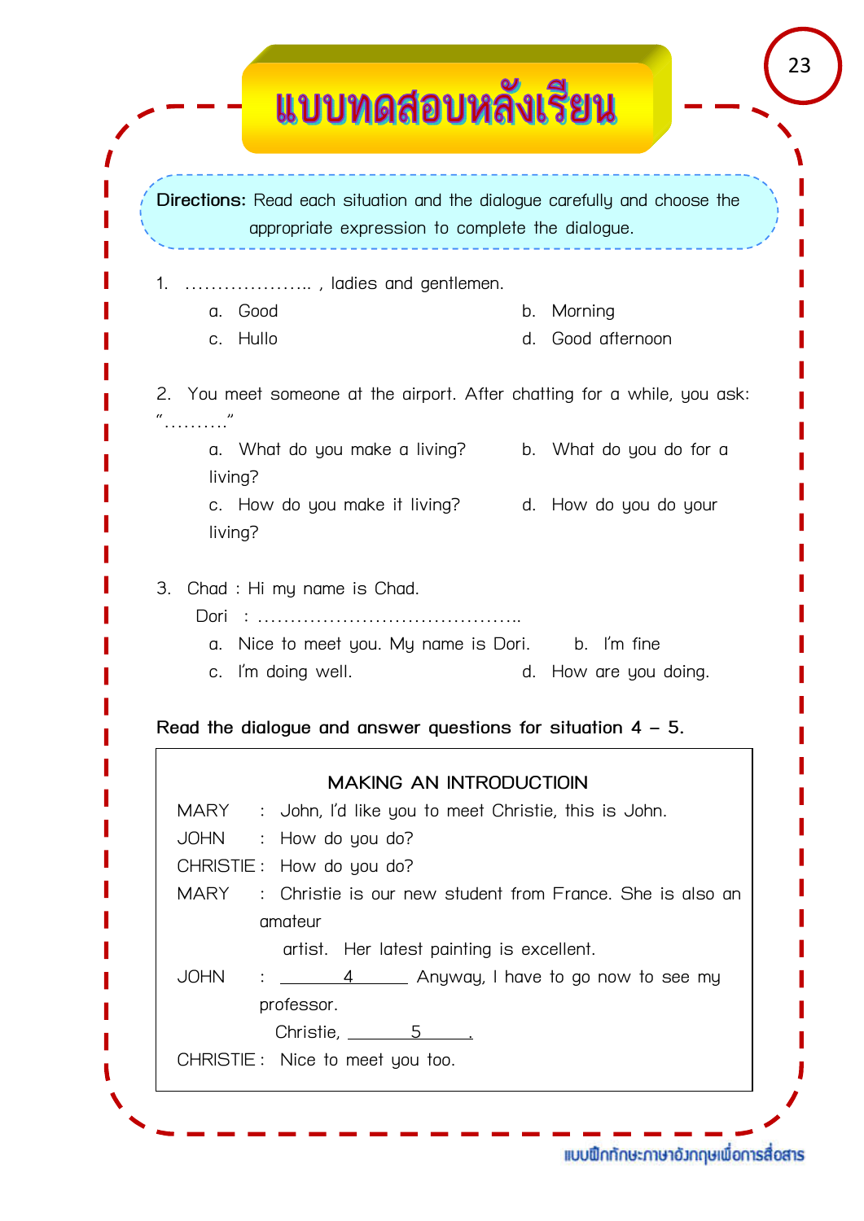# แบบทดสอบหลังเรียน

**Directions:** Read each situation and the dialogue carefully and choose the appropriate expression to complete the dialogue.

1. ……………….. , ladies and gentlemen.
   - a. Good
   - b. Morning
   - c. Hullo
   - d. Good afternoon

2. You meet someone at the airport. After chatting for a while, you ask: "………."
   - a. What do you make a living?
   - b. What do you do for a living?
   - c. How do you make it living?
   - d. How do you do your living?

3. Chad : Hi my name is Chad.
   Dori : …………………………………..
   - a. Nice to meet you. My name is Dori.
   - b. I'm fine
   - c. I'm doing well.
   - d. How are you doing.

**Read the dialogue and answer questions for situation 4 – 5.**

MAKING AN INTRODUCTIOIN

MARY : John, I'd like you to meet Christie, this is John.

JOHN : How do you do?

CHRISTIE : How do you do?

MARY : Christie is our new student from France. She is also an amateur artist. Her latest painting is excellent.

JOHN : ____4____ Anyway, I have to go now to see my professor. Christie, ____5____.

CHRISTIE : Nice to meet you too.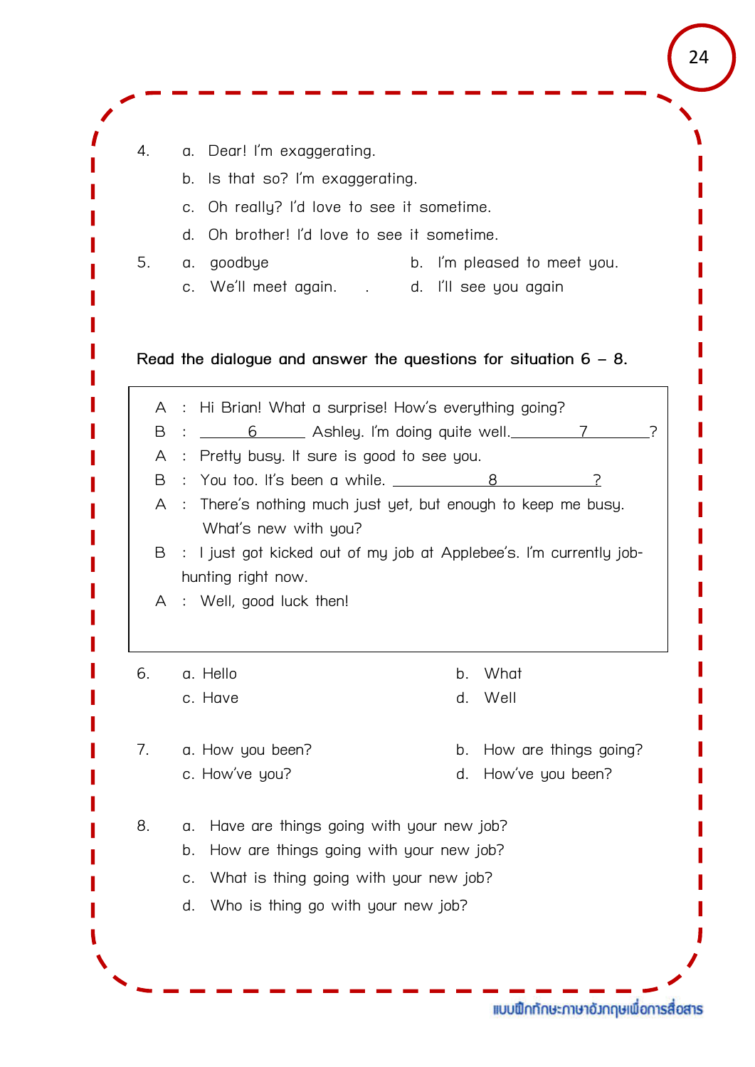4. a. Dear! I'm exaggerating.
   b. Is that so? I'm exaggerating.
   c. Oh really? I'd love to see it sometime.
   d. Oh brother! I'd love to see it sometime.

5. a. goodbye
   b. I'm pleased to meet you.
   c. We'll meet again.   .
   d. I'll see you again

**Read the dialogue and answer the questions for situation 6 – 8.**

A : Hi Brian! What a surprise! How's everything going?
B : ______6______ Ashley. I'm doing quite well.______7______?
A : Pretty busy. It sure is good to see you.
B : You too. It's been a while. ______8______?
A : There's nothing much just yet, but enough to keep me busy. What's new with you?
B : I just got kicked out of my job at Applebee's. I'm currently job-hunting right now.
A : Well, good luck then!

6. a. Hello
   b. What
   c. Have
   d. Well

7. a. How you been?
   b. How are things going?
   c. How've you?
   d. How've you been?

8. a. Have are things going with your new job?
   b. How are things going with your new job?
   c. What is thing going with your new job?
   d. Who is thing go with your new job?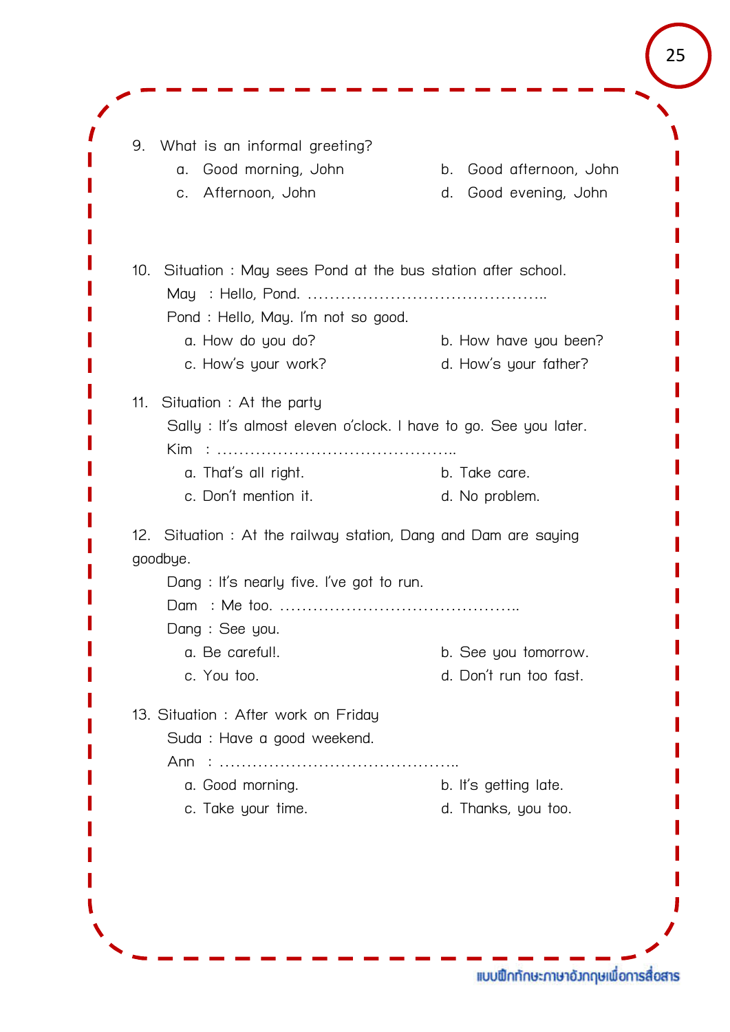9. What is an informal greeting?

   a. Good morning, John
   b. Good afternoon, John
   c. Afternoon, John
   d. Good evening, John

10. Situation : May sees Pond at the bus station after school.

    May : Hello, Pond. ……………………………………..

    Pond : Hello, May. I'm not so good.

    a. How do you do?
    b. How have you been?
    c. How's your work?
    d. How's your father?

11. Situation : At the party

    Sally : It's almost eleven o'clock. I have to go. See you later.

    Kim : ……………………………………..

    a. That's all right.
    b. Take care.
    c. Don't mention it.
    d. No problem.

12. Situation : At the railway station, Dang and Dam are saying goodbye.

    Dang : It's nearly five. I've got to run.

    Dam : Me too. ……………………………………..

    Dang : See you.

    a. Be carefull!.
    b. See you tomorrow.
    c. You too.
    d. Don't run too fast.

13. Situation : After work on Friday

    Suda : Have a good weekend.

    Ann : ……………………………………..

    a. Good morning.
    b. It's getting late.
    c. Take your time.
    d. Thanks, you too.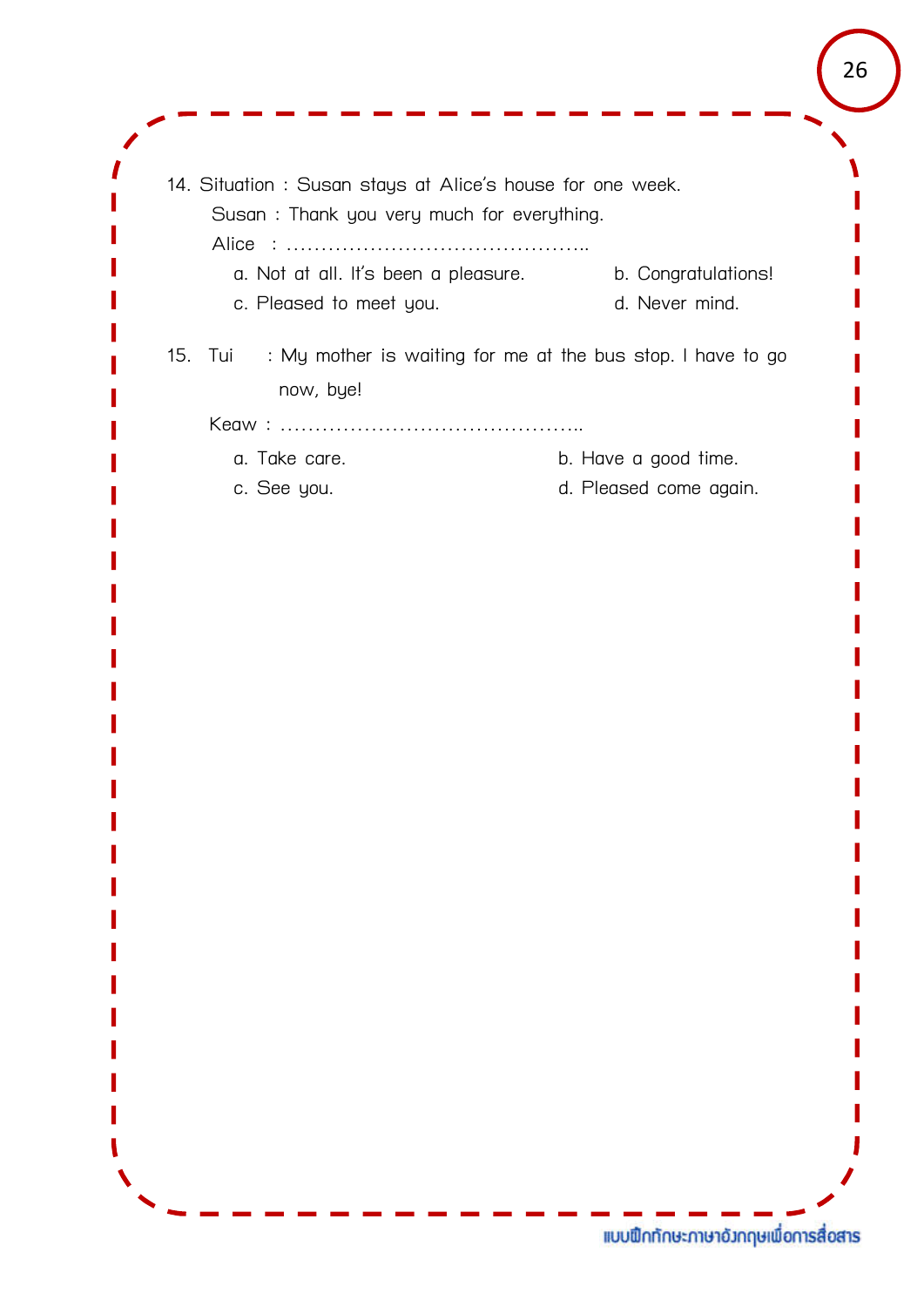14. Situation : Susan stays at Alice's house for one week.

    Susan : Thank you very much for everything.

    Alice : ……………………………………..

    a. Not at all. It's been a pleasure.  b. Congratulations!

    c. Pleased to meet you.  d. Never mind.

15. Tui : My mother is waiting for me at the bus stop. I have to go now, bye!

    Keaw : ……………………………………..

    a. Take care.  b. Have a good time.

    c. See you.  d. Pleased come again.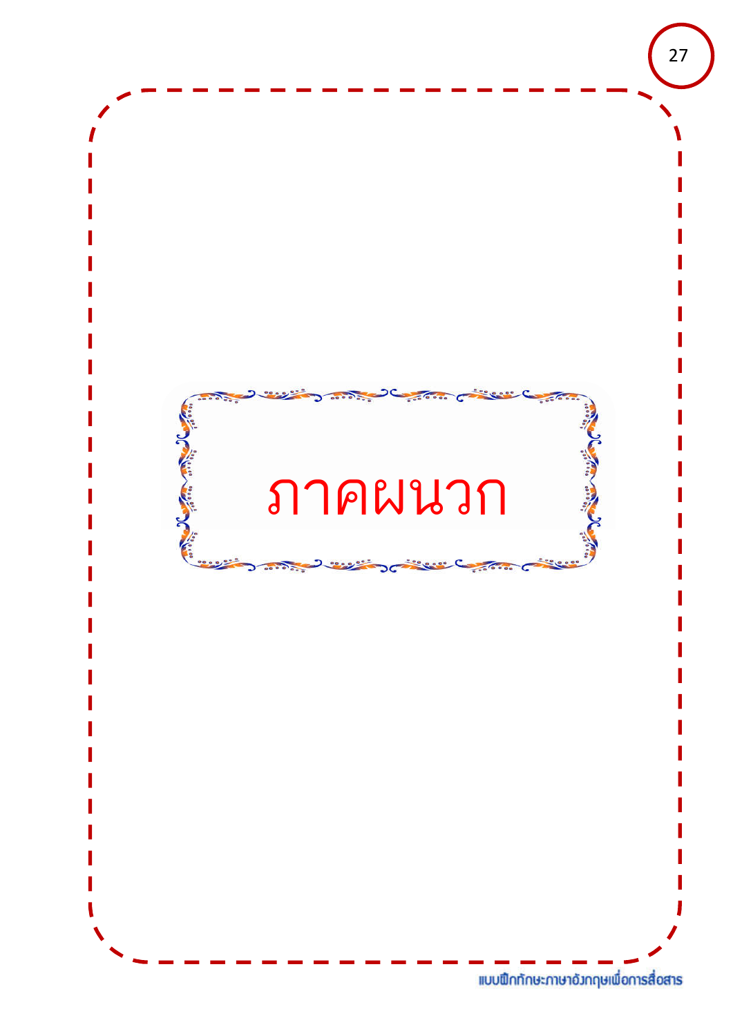# ภาคผนวก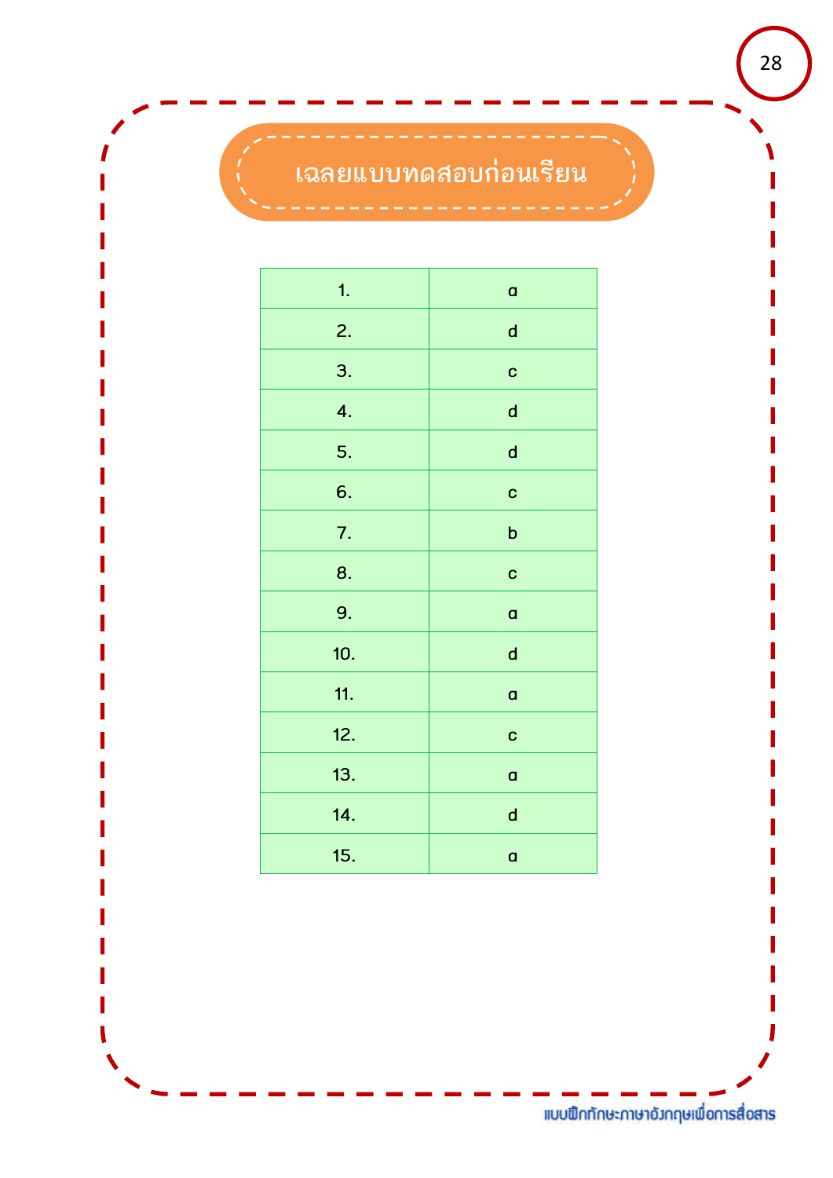# เฉลยแบบทดสอบก่อนเรียน

| | |
|---|---|
| 1. | a |
| 2. | d |
| 3. | c |
| 4. | d |
| 5. | d |
| 6. | c |
| 7. | b |
| 8. | c |
| 9. | a |
| 10. | d |
| 11. | a |
| 12. | c |
| 13. | a |
| 14. | d |
| 15. | a |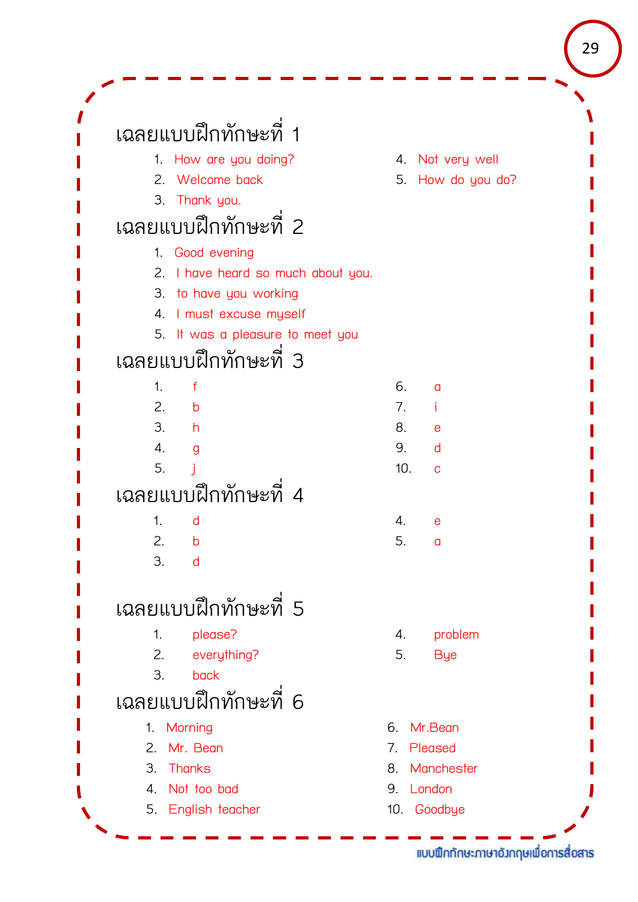## เฉลยแบบฝึกทักษะที่ 1

1. How are you doing?
2. Welcome back
3. Thank you.
4. Not very well
5. How do you do?

## เฉลยแบบฝึกทักษะที่ 2

1. Good evening
2. I have heard so much about you.
3. to have you working
4. I must excuse myself
5. It was a pleasure to meet you

## เฉลยแบบฝึกทักษะที่ 3

1. f
2. b
3. h
4. g
5. j
6. a
7. i
8. e
9. d
10. c

## เฉลยแบบฝึกทักษะที่ 4

1. d
2. b
3. d
4. e
5. a

## เฉลยแบบฝึกทักษะที่ 5

1. please?
2. everything?
3. back
4. problem
5. Bye

## เฉลยแบบฝึกทักษะที่ 6

1. Morning
2. Mr. Bean
3. Thanks
4. Not too bad
5. English teacher
6. Mr.Bean
7. Pleased
8. Manchester
9. London
10. Goodbye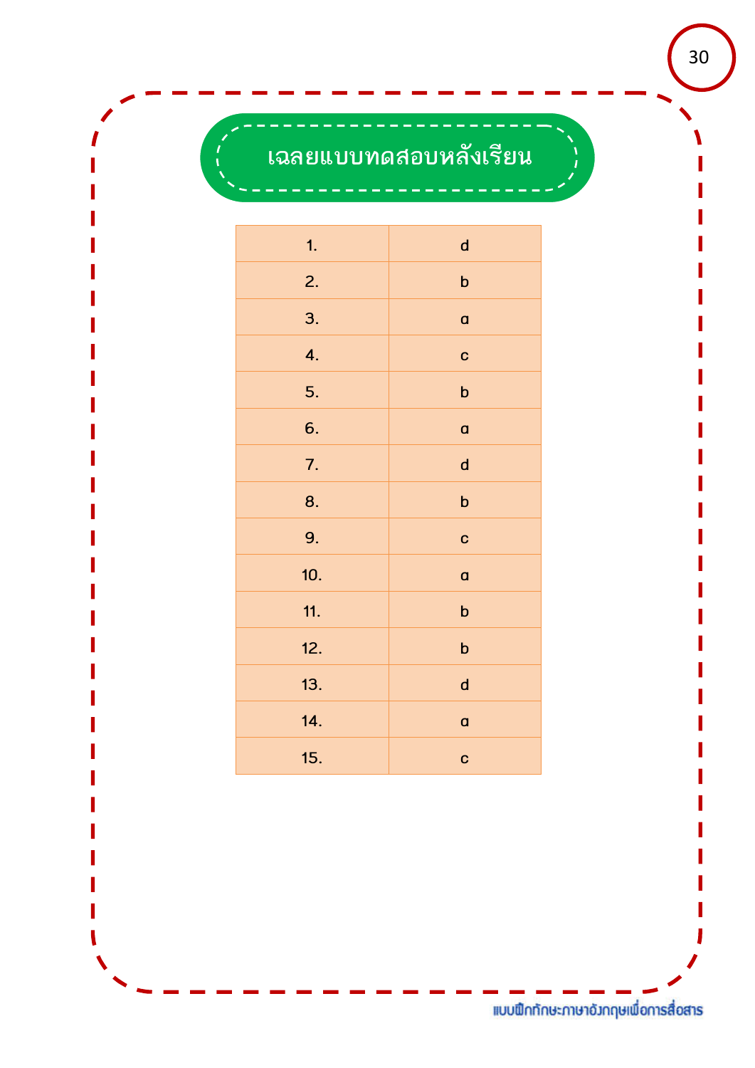# เฉลยแบบทดสอบหลังเรียน

| | |
|---|---|
| 1. | d |
| 2. | b |
| 3. | a |
| 4. | c |
| 5. | b |
| 6. | a |
| 7. | d |
| 8. | b |
| 9. | c |
| 10. | a |
| 11. | b |
| 12. | b |
| 13. | d |
| 14. | a |
| 15. | c |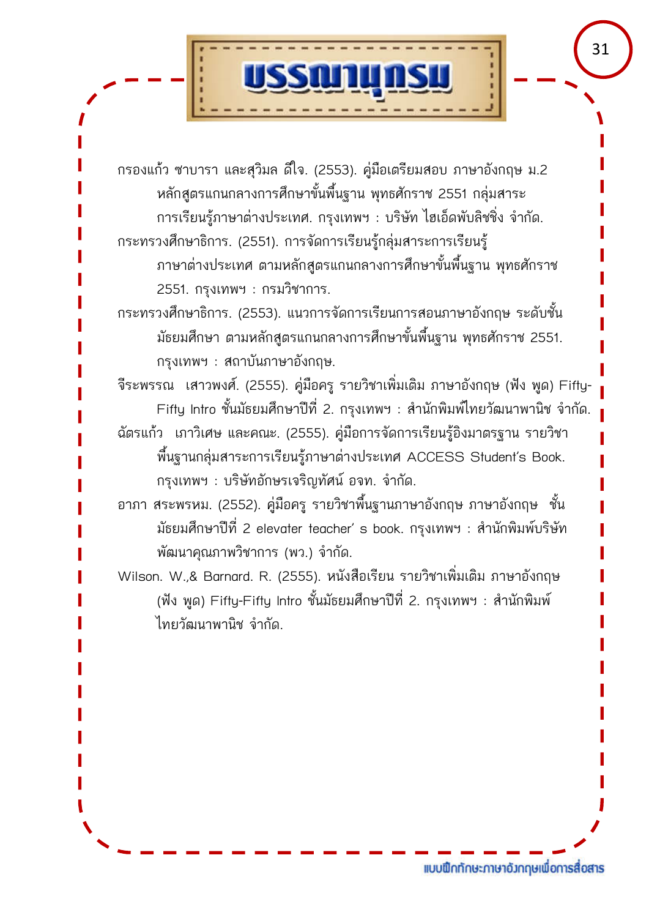# บรรณานุกรม

กรองแก้ว ซาบารา และสุวิมล ดีใจ. (2553). คู่มือเตรียมสอบ ภาษาอังกฤษ ม.2 หลักสูตรแกนกลางการศึกษาขั้นพื้นฐาน พุทธศักราช 2551 กลุ่มสาระการเรียนรู้ภาษาต่างประเทศ. กรุงเทพฯ : บริษัท ไฮเอ็ดพับลิชชิ่ง จำกัด.

กระทรวงศึกษาธิการ. (2551). การจัดการเรียนรู้กลุ่มสาระการเรียนรู้ภาษาต่างประเทศ ตามหลักสูตรแกนกลางการศึกษาขั้นพื้นฐาน พุทธศักราช 2551. กรุงเทพฯ : กรมวิชาการ.

กระทรวงศึกษาธิการ. (2553). แนวการจัดการเรียนการสอนภาษาอังกฤษ ระดับชั้นมัธยมศึกษา ตามหลักสูตรแกนกลางการศึกษาขั้นพื้นฐาน พุทธศักราช 2551. กรุงเทพฯ : สถาบันภาษาอังกฤษ.

จีระพรรณ เสาวพงศ์. (2555). คู่มือครู รายวิชาเพิ่มเติม ภาษาอังกฤษ (ฟัง พูด) Fifty-Fifty Intro ชั้นมัธยมศึกษาปีที่ 2. กรุงเทพฯ : สำนักพิมพ์ไทยวัฒนาพานิช จำกัด.

ฉัตรแก้ว เภาวิเศษ และคณะ. (2555). คู่มือการจัดการเรียนรู้อิงมาตรฐาน รายวิชาพื้นฐานกลุ่มสาระการเรียนรู้ภาษาต่างประเทศ ACCESS Student's Book. กรุงเทพฯ : บริษัทอักษรเจริญทัศน์ อจท. จำกัด.

อาภา สระพรหม. (2552). คู่มือครู รายวิชาพื้นฐานภาษาอังกฤษ ภาษาอังกฤษ ชั้นมัธยมศึกษาปีที่ 2 elevater teacher' s book. กรุงเทพฯ : สำนักพิมพ์บริษัทพัฒนาคุณภาพวิชาการ (พว.) จำกัด.

Wilson. W.,& Barnard. R. (2555). หนังสือเรียน รายวิชาเพิ่มเติม ภาษาอังกฤษ (ฟัง พูด) Fifty-Fifty Intro ชั้นมัธยมศึกษาปีที่ 2. กรุงเทพฯ : สำนักพิมพ์ไทยวัฒนาพานิช จำกัด.